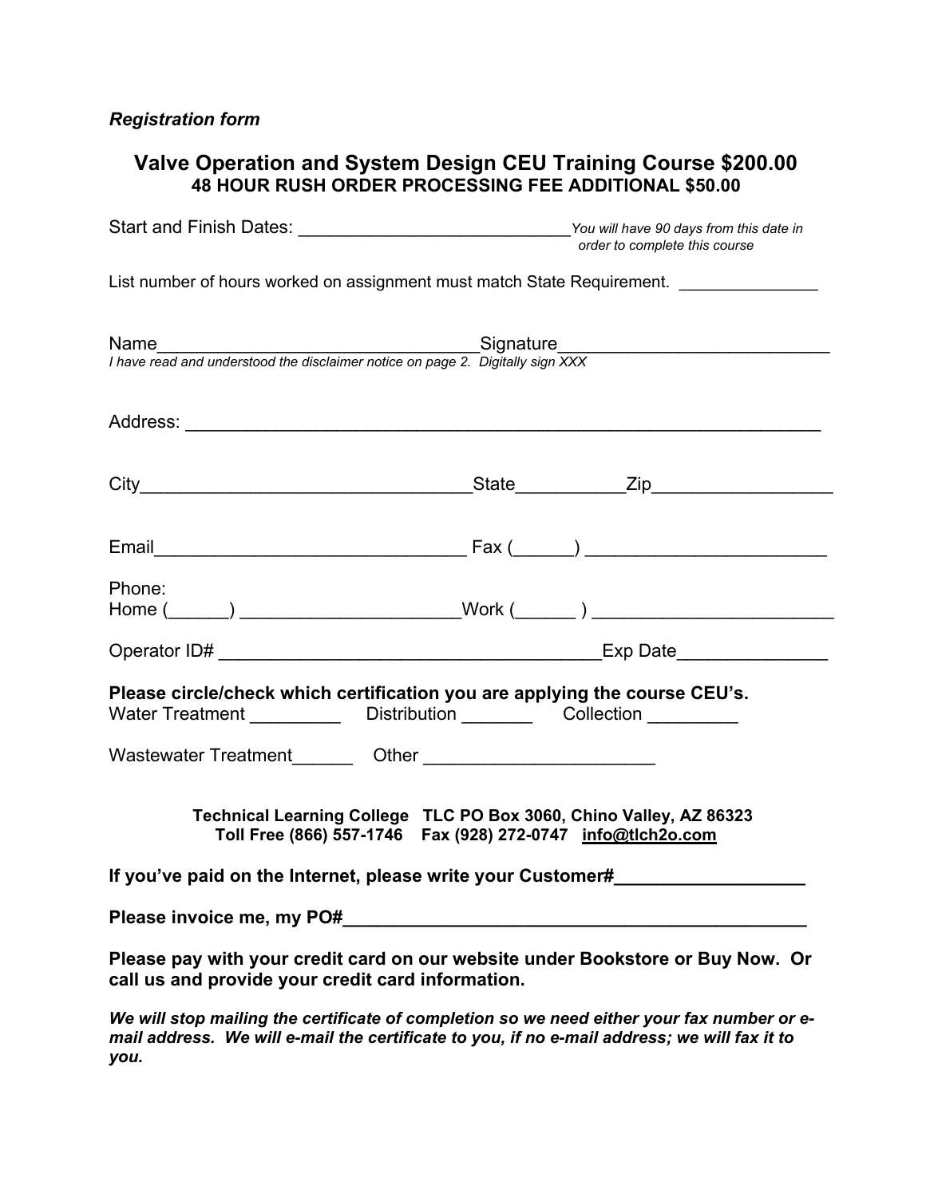*Registration form*

## Valve Operation and System Design CEU Training Course $200.00
### 48 HOUR RUSH ORDER PROCESSING FEE ADDITIONAL $50.00

Start and Finish Dates: ___________________________ *You will have 90 days from this date in order to complete this course*

List number of hours worked on assignment must match State Requirement. ______________

Name________________________________Signature___________________________
*I have read and understood the disclaimer notice on page 2. Digitally sign XXX*

Address: _______________________________________________________________

City_________________________________State__________Zip_________________

Email_______________________________ Fax (______) _______________________

Phone:
Home (______) _____________________Work (______ ) _______________________

Operator ID# ______________________________________Exp Date_______________

**Please circle/check which certification you are applying the course CEU's.**
Water Treatment _________ Distribution _______ Collection _________

Wastewater Treatment______ Other ______________________

**Technical Learning College TLC PO Box 3060, Chino Valley, AZ 86323**
**Toll Free (866) 557-1746 Fax (928) 272-0747 info@tlch2o.com**

**If you've paid on the Internet, please write your Customer#__________________**

**Please invoice me, my PO#_____________________________________________**

**Please pay with your credit card on our website under Bookstore or Buy Now. Or call us and provide your credit card information.**

***We will stop mailing the certificate of completion so we need either your fax number or e-mail address. We will e-mail the certificate to you, if no e-mail address; we will fax it to you.***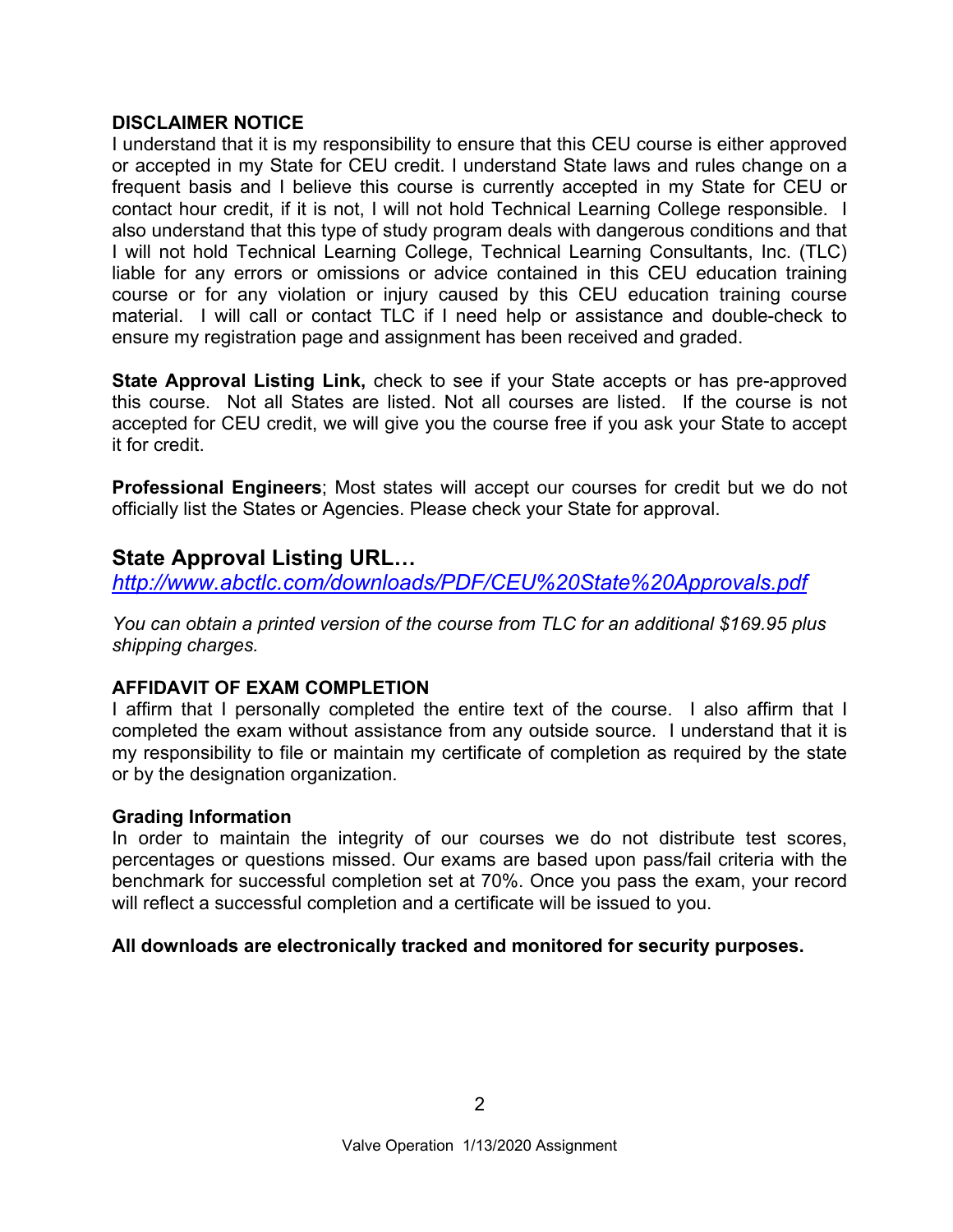**DISCLAIMER NOTICE**
I understand that it is my responsibility to ensure that this CEU course is either approved or accepted in my State for CEU credit. I understand State laws and rules change on a frequent basis and I believe this course is currently accepted in my State for CEU or contact hour credit, if it is not, I will not hold Technical Learning College responsible. I also understand that this type of study program deals with dangerous conditions and that I will not hold Technical Learning College, Technical Learning Consultants, Inc. (TLC) liable for any errors or omissions or advice contained in this CEU education training course or for any violation or injury caused by this CEU education training course material. I will call or contact TLC if I need help or assistance and double-check to ensure my registration page and assignment has been received and graded.

**State Approval Listing Link,** check to see if your State accepts or has pre-approved this course. Not all States are listed. Not all courses are listed. If the course is not accepted for CEU credit, we will give you the course free if you ask your State to accept it for credit.

**Professional Engineers**; Most states will accept our courses for credit but we do not officially list the States or Agencies. Please check your State for approval.

## State Approval Listing URL…

*http://www.abctlc.com/downloads/PDF/CEU%20State%20Approvals.pdf*

*You can obtain a printed version of the course from TLC for an additional $169.95 plus shipping charges.*

**AFFIDAVIT OF EXAM COMPLETION**
I affirm that I personally completed the entire text of the course. I also affirm that I completed the exam without assistance from any outside source. I understand that it is my responsibility to file or maintain my certificate of completion as required by the state or by the designation organization.

**Grading Information**
In order to maintain the integrity of our courses we do not distribute test scores, percentages or questions missed. Our exams are based upon pass/fail criteria with the benchmark for successful completion set at 70%. Once you pass the exam, your record will reflect a successful completion and a certificate will be issued to you.

**All downloads are electronically tracked and monitored for security purposes.**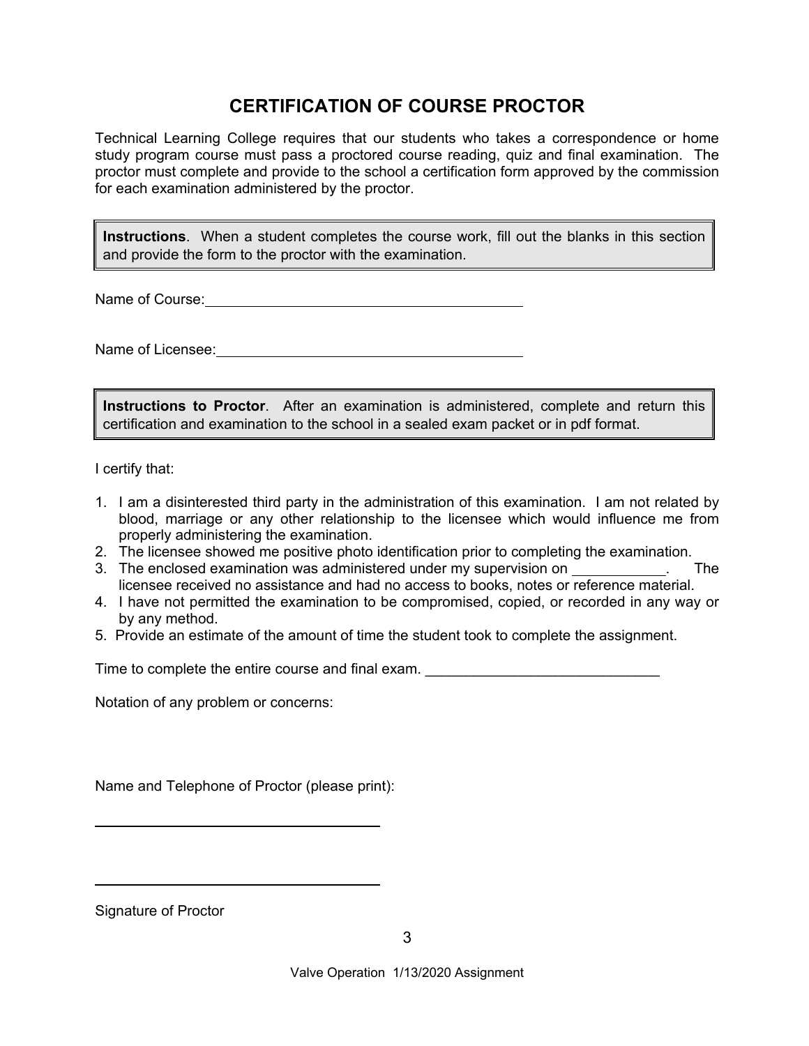# CERTIFICATION OF COURSE PROCTOR

Technical Learning College requires that our students who takes a correspondence or home study program course must pass a proctored course reading, quiz and final examination. The proctor must complete and provide to the school a certification form approved by the commission for each examination administered by the proctor.

**Instructions**. When a student completes the course work, fill out the blanks in this section and provide the form to the proctor with the examination.

Name of Course: ________________________________________

Name of Licensee: ______________________________________

**Instructions to Proctor**. After an examination is administered, complete and return this certification and examination to the school in a sealed exam packet or in pdf format.

I certify that:

1. I am a disinterested third party in the administration of this examination. I am not related by blood, marriage or any other relationship to the licensee which would influence me from properly administering the examination.
2. The licensee showed me positive photo identification prior to completing the examination.
3. The enclosed examination was administered under my supervision on ____________. The licensee received no assistance and had no access to books, notes or reference material.
4. I have not permitted the examination to be compromised, copied, or recorded in any way or by any method.
5. Provide an estimate of the amount of time the student took to complete the assignment.

Time to complete the entire course and final exam. _____________________________

Notation of any problem or concerns:

Name and Telephone of Proctor (please print):

______________________________________

______________________________________

Signature of Proctor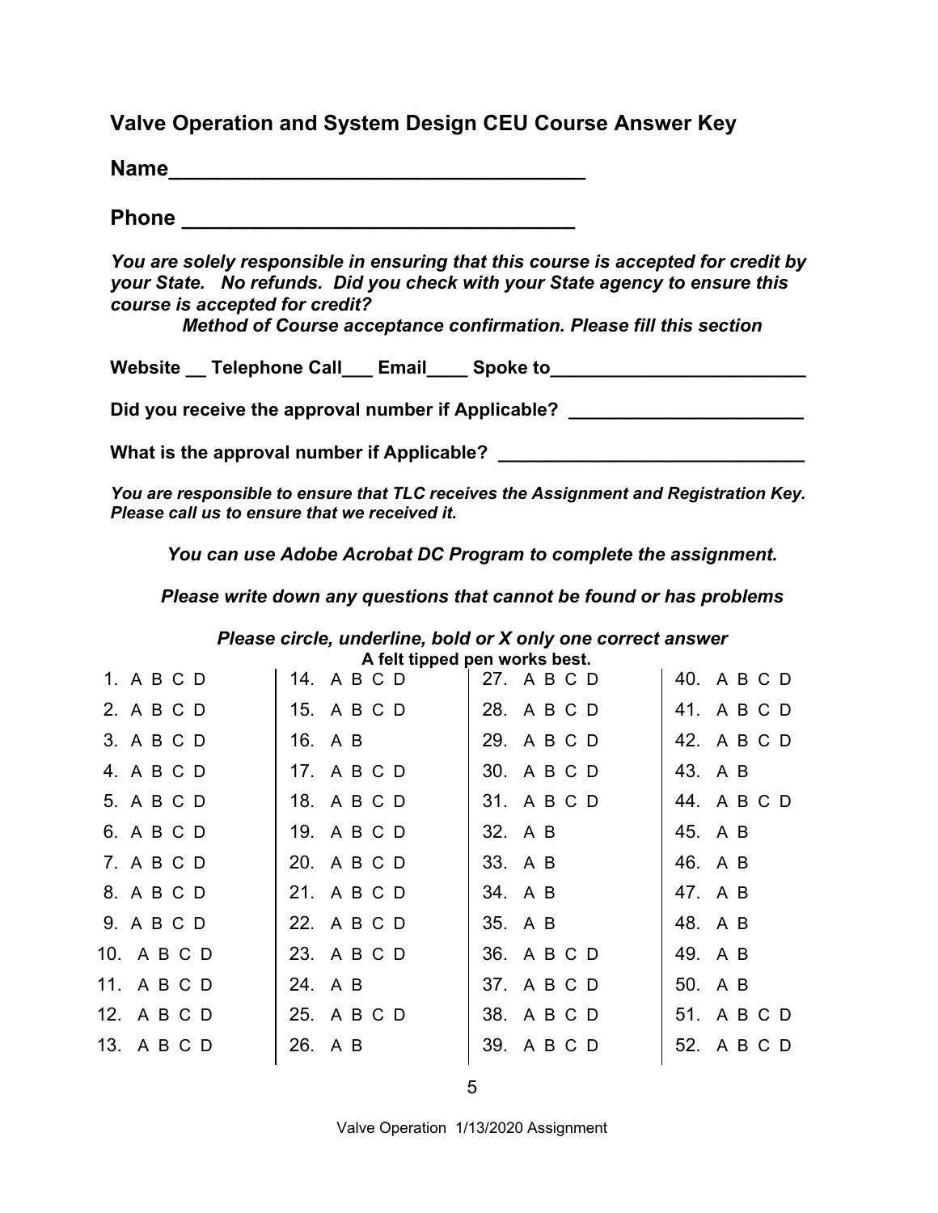## Valve Operation and System Design CEU Course Answer Key

**Name___________________________________**

**Phone _________________________________**

***You are solely responsible in ensuring that this course is accepted for credit by your State. No refunds. Did you check with your State agency to ensure this course is accepted for credit?***

***Method of Course acceptance confirmation. Please fill this section***

**Website __ Telephone Call___ Email____ Spoke to________________________**

**Did you receive the approval number if Applicable? ______________________**

**What is the approval number if Applicable? _____________________________**

***You are responsible to ensure that TLC receives the Assignment and Registration Key. Please call us to ensure that we received it.***

***You can use Adobe Acrobat DC Program to complete the assignment.***

***Please write down any questions that cannot be found or has problems***

***Please circle, underline, bold or X only one correct answer***

**A felt tipped pen works best.**

| | | | |
|---|---|---|---|
| 1. A B C D | 14. A B C D | 27. A B C D | 40. A B C D |
| 2. A B C D | 15. A B C D | 28. A B C D | 41. A B C D |
| 3. A B C D | 16. A B | 29. A B C D | 42. A B C D |
| 4. A B C D | 17. A B C D | 30. A B C D | 43. A B |
| 5. A B C D | 18. A B C D | 31. A B C D | 44. A B C D |
| 6. A B C D | 19. A B C D | 32. A B | 45. A B |
| 7. A B C D | 20. A B C D | 33. A B | 46. A B |
| 8. A B C D | 21. A B C D | 34. A B | 47. A B |
| 9. A B C D | 22. A B C D | 35. A B | 48. A B |
| 10. A B C D | 23. A B C D | 36. A B C D | 49. A B |
| 11. A B C D | 24. A B | 37. A B C D | 50. A B |
| 12. A B C D | 25. A B C D | 38. A B C D | 51. A B C D |
| 13. A B C D | 26. A B | 39. A B C D | 52. A B C D |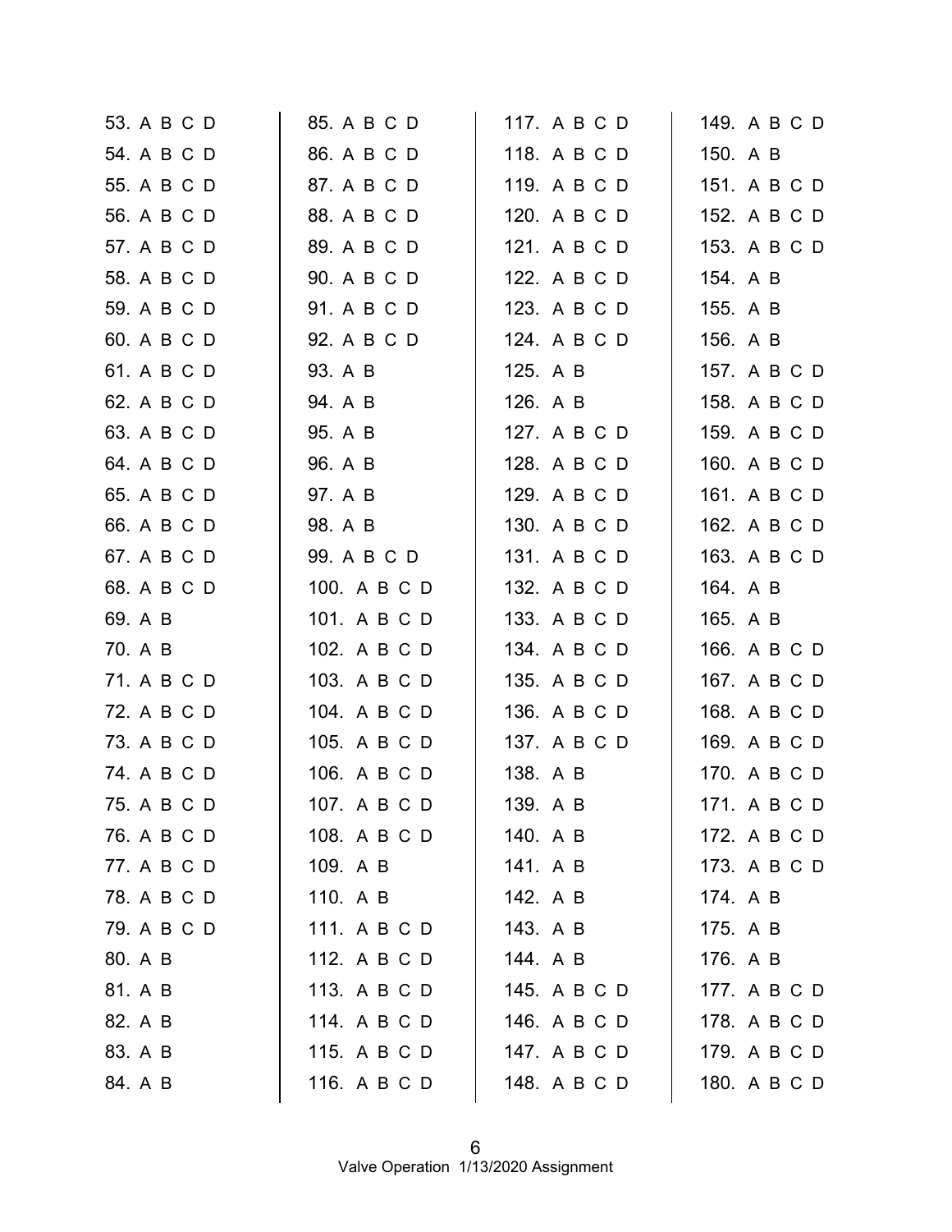53. A B C D
54. A B C D
55. A B C D
56. A B C D
57. A B C D
58. A B C D
59. A B C D
60. A B C D
61. A B C D
62. A B C D
63. A B C D
64. A B C D
65. A B C D
66. A B C D
67. A B C D
68. A B C D
69. A B
70. A B
71. A B C D
72. A B C D
73. A B C D
74. A B C D
75. A B C D
76. A B C D
77. A B C D
78. A B C D
79. A B C D
80. A B
81. A B
82. A B
83. A B
84. A B
85. A B C D
86. A B C D
87. A B C D
88. A B C D
89. A B C D
90. A B C D
91. A B C D
92. A B C D
93. A B
94. A B
95. A B
96. A B
97. A B
98. A B
99. A B C D
100. A B C D
101. A B C D
102. A B C D
103. A B C D
104. A B C D
105. A B C D
106. A B C D
107. A B C D
108. A B C D
109. A B
110. A B
111. A B C D
112. A B C D
113. A B C D
114. A B C D
115. A B C D
116. A B C D
117. A B C D
118. A B C D
119. A B C D
120. A B C D
121. A B C D
122. A B C D
123. A B C D
124. A B C D
125. A B
126. A B
127. A B C D
128. A B C D
129. A B C D
130. A B C D
131. A B C D
132. A B C D
133. A B C D
134. A B C D
135. A B C D
136. A B C D
137. A B C D
138. A B
139. A B
140. A B
141. A B
142. A B
143. A B
144. A B
145. A B C D
146. A B C D
147. A B C D
148. A B C D
149. A B C D
150. A B
151. A B C D
152. A B C D
153. A B C D
154. A B
155. A B
156. A B
157. A B C D
158. A B C D
159. A B C D
160. A B C D
161. A B C D
162. A B C D
163. A B C D
164. A B
165. A B
166. A B C D
167. A B C D
168. A B C D
169. A B C D
170. A B C D
171. A B C D
172. A B C D
173. A B C D
174. A B
175. A B
176. A B
177. A B C D
178. A B C D
179. A B C D
180. A B C D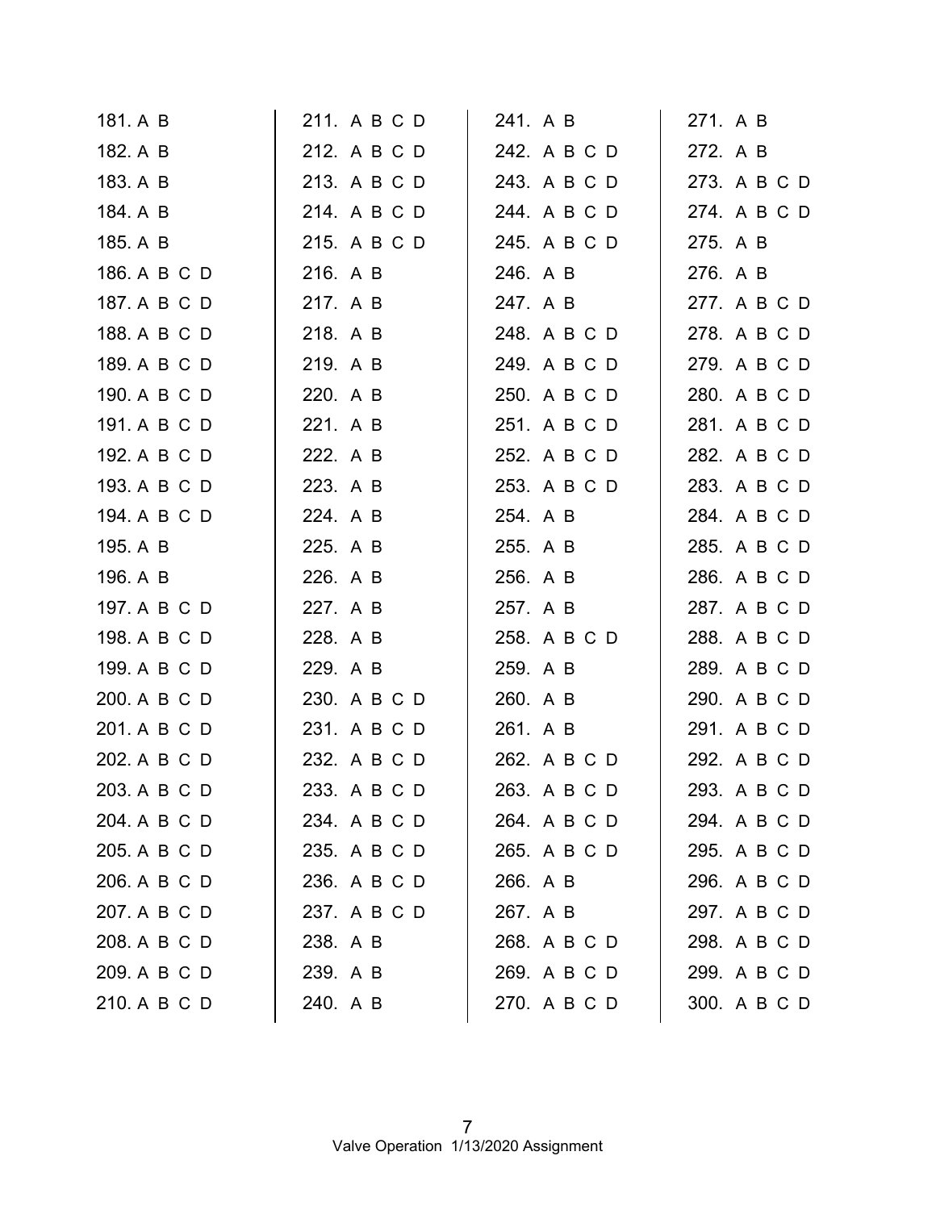181. A B
182. A B
183. A B
184. A B
185. A B
186. A B C D
187. A B C D
188. A B C D
189. A B C D
190. A B C D
191. A B C D
192. A B C D
193. A B C D
194. A B C D
195. A B
196. A B
197. A B C D
198. A B C D
199. A B C D
200. A B C D
201. A B C D
202. A B C D
203. A B C D
204. A B C D
205. A B C D
206. A B C D
207. A B C D
208. A B C D
209. A B C D
210. A B C D

211. A B C D
212. A B C D
213. A B C D
214. A B C D
215. A B C D
216. A B
217. A B
218. A B
219. A B
220. A B
221. A B
222. A B
223. A B
224. A B
225. A B
226. A B
227. A B
228. A B
229. A B
230. A B C D
231. A B C D
232. A B C D
233. A B C D
234. A B C D
235. A B C D
236. A B C D
237. A B C D
238. A B
239. A B
240. A B

241. A B
242. A B C D
243. A B C D
244. A B C D
245. A B C D
246. A B
247. A B
248. A B C D
249. A B C D
250. A B C D
251. A B C D
252. A B C D
253. A B C D
254. A B
255. A B
256. A B
257. A B
258. A B C D
259. A B
260. A B
261. A B
262. A B C D
263. A B C D
264. A B C D
265. A B C D
266. A B
267. A B
268. A B C D
269. A B C D
270. A B C D

271. A B
272. A B
273. A B C D
274. A B C D
275. A B
276. A B
277. A B C D
278. A B C D
279. A B C D
280. A B C D
281. A B C D
282. A B C D
283. A B C D
284. A B C D
285. A B C D
286. A B C D
287. A B C D
288. A B C D
289. A B C D
290. A B C D
291. A B C D
292. A B C D
293. A B C D
294. A B C D
295. A B C D
296. A B C D
297. A B C D
298. A B C D
299. A B C D
300. A B C D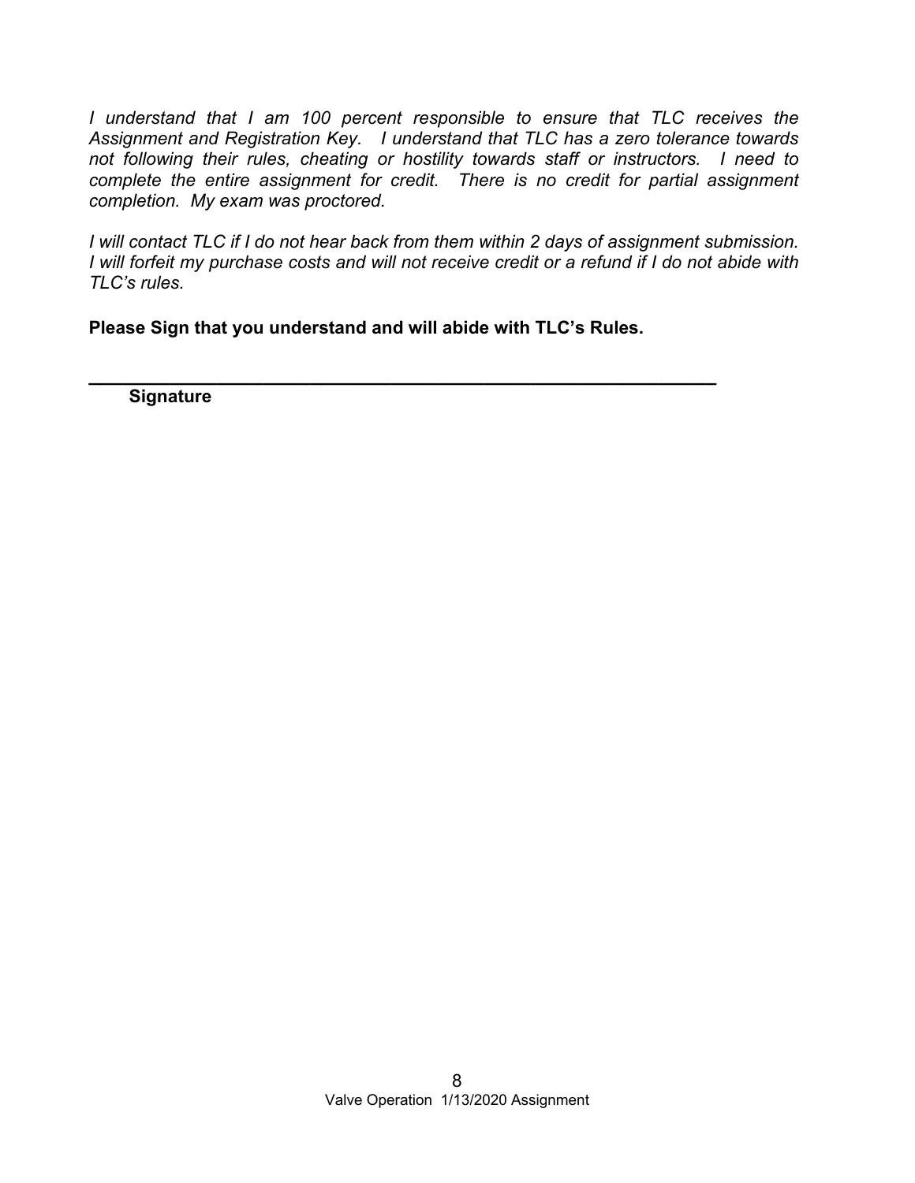*I understand that I am 100 percent responsible to ensure that TLC receives the Assignment and Registration Key. I understand that TLC has a zero tolerance towards not following their rules, cheating or hostility towards staff or instructors. I need to complete the entire assignment for credit. There is no credit for partial assignment completion. My exam was proctored.*

*I will contact TLC if I do not hear back from them within 2 days of assignment submission. I will forfeit my purchase costs and will not receive credit or a refund if I do not abide with TLC's rules.*

**Please Sign that you understand and will abide with TLC's Rules.**

________________________________________________________________

**Signature**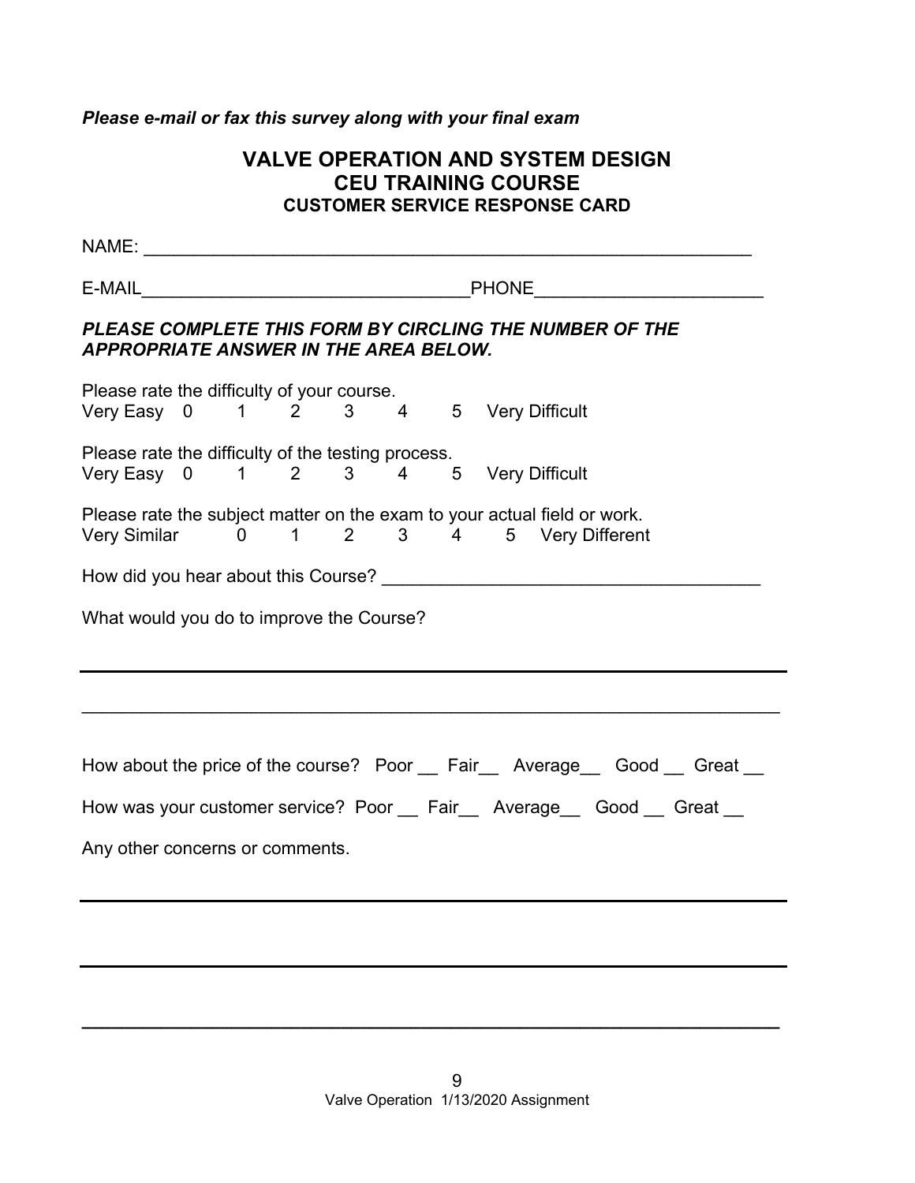*Please e-mail or fax this survey along with your final exam*

# VALVE OPERATION AND SYSTEM DESIGN
# CEU TRAINING COURSE
## CUSTOMER SERVICE RESPONSE CARD

NAME: _______________________________________________________________

E-MAIL_________________________________PHONE______________________

***PLEASE COMPLETE THIS FORM BY CIRCLING THE NUMBER OF THE APPROPRIATE ANSWER IN THE AREA BELOW.***

Please rate the difficulty of your course.
Very Easy 0 1 2 3 4 5 Very Difficult

Please rate the difficulty of the testing process.
Very Easy 0 1 2 3 4 5 Very Difficult

Please rate the subject matter on the exam to your actual field or work.
Very Similar 0 1 2 3 4 5 Very Different

How did you hear about this Course? _____________________________________

What would you do to improve the Course?

_____________________________________________________________________

_____________________________________________________________________

How about the price of the course? Poor __ Fair__ Average__ Good __ Great __

How was your customer service? Poor __ Fair__ Average__ Good __ Great __

Any other concerns or comments.

_____________________________________________________________________

_____________________________________________________________________

_____________________________________________________________________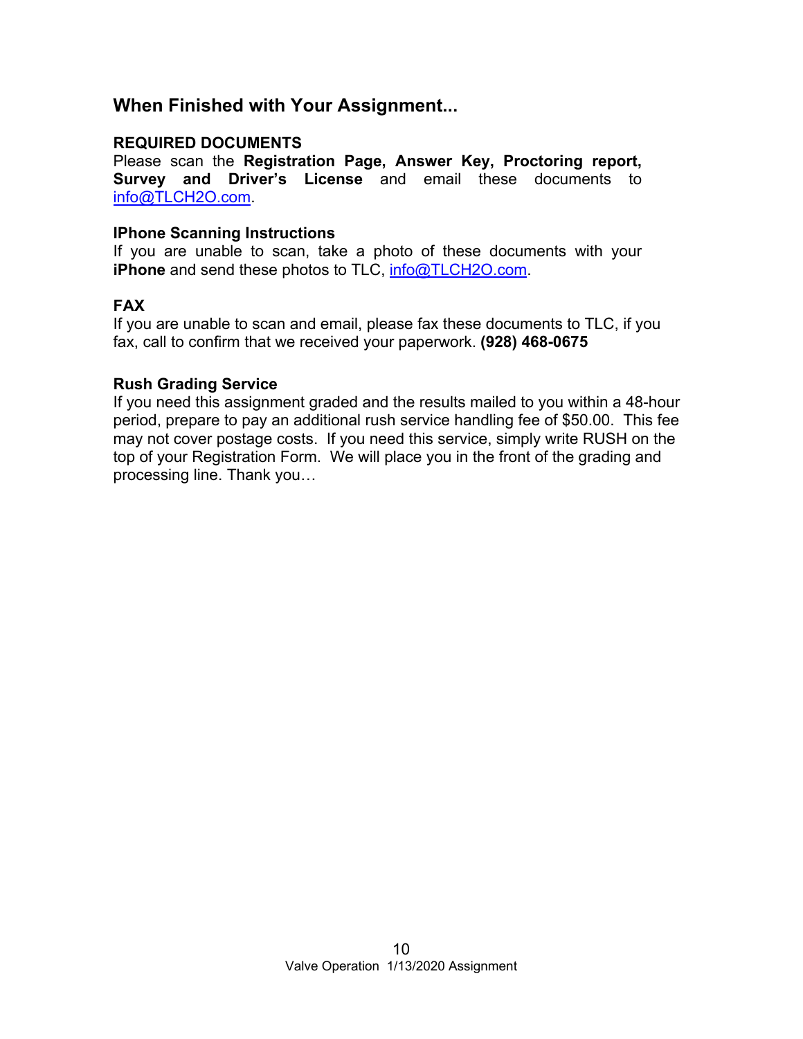## When Finished with Your Assignment...

**REQUIRED DOCUMENTS**

Please scan the **Registration Page, Answer Key, Proctoring report, Survey and Driver's License** and email these documents to info@TLCH2O.com.

**IPhone Scanning Instructions**

If you are unable to scan, take a photo of these documents with your **iPhone** and send these photos to TLC, info@TLCH2O.com.

**FAX**

If you are unable to scan and email, please fax these documents to TLC, if you fax, call to confirm that we received your paperwork. **(928) 468-0675**

**Rush Grading Service**

If you need this assignment graded and the results mailed to you within a 48-hour period, prepare to pay an additional rush service handling fee of $50.00. This fee may not cover postage costs. If you need this service, simply write RUSH on the top of your Registration Form. We will place you in the front of the grading and processing line. Thank you…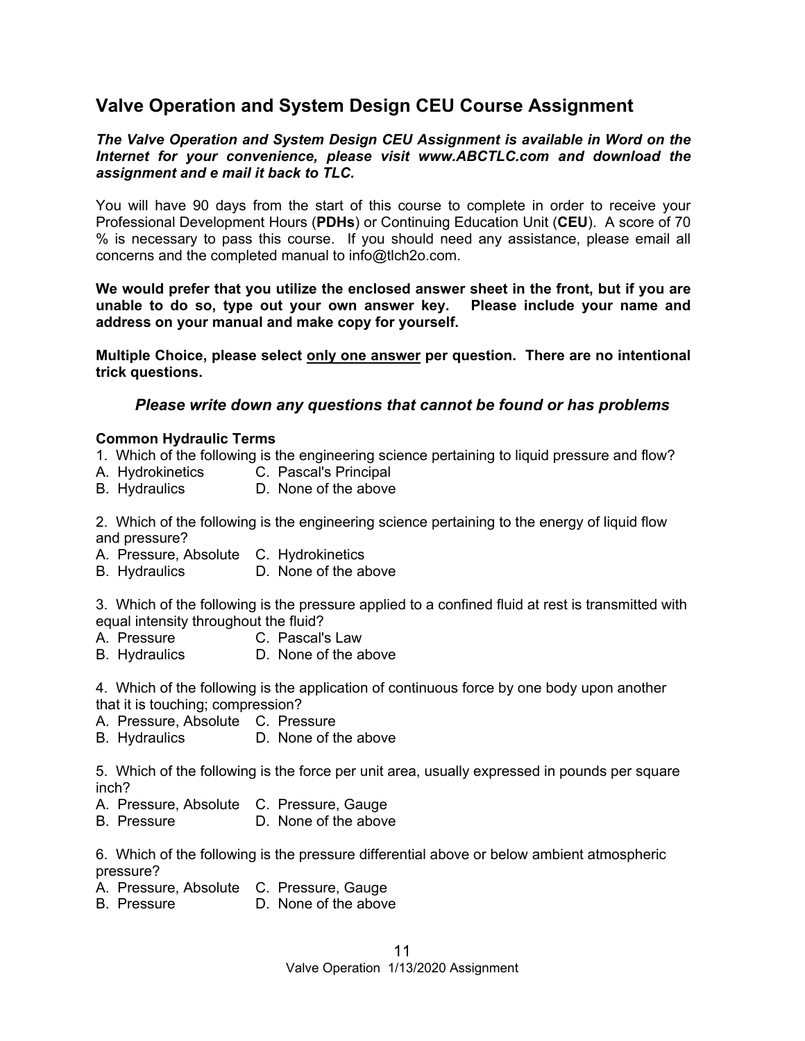## Valve Operation and System Design CEU Course Assignment

***The Valve Operation and System Design CEU Assignment is available in Word on the Internet for your convenience, please visit www.ABCTLC.com and download the assignment and e mail it back to TLC.***

You will have 90 days from the start of this course to complete in order to receive your Professional Development Hours (**PDHs**) or Continuing Education Unit (**CEU**). A score of 70 % is necessary to pass this course. If you should need any assistance, please email all concerns and the completed manual to info@tlch2o.com.

**We would prefer that you utilize the enclosed answer sheet in the front, but if you are unable to do so, type out your own answer key. Please include your name and address on your manual and make copy for yourself.**

**Multiple Choice, please select <u>only one answer</u> per question. There are no intentional trick questions.**

*Please write down any questions that cannot be found or has problems*

**Common Hydraulic Terms**

1. Which of the following is the engineering science pertaining to liquid pressure and flow?
A. Hydrokinetics C. Pascal's Principal
B. Hydraulics D. None of the above

2. Which of the following is the engineering science pertaining to the energy of liquid flow and pressure?
A. Pressure, Absolute C. Hydrokinetics
B. Hydraulics D. None of the above

3. Which of the following is the pressure applied to a confined fluid at rest is transmitted with equal intensity throughout the fluid?
A. Pressure C. Pascal's Law
B. Hydraulics D. None of the above

4. Which of the following is the application of continuous force by one body upon another that it is touching; compression?
A. Pressure, Absolute C. Pressure
B. Hydraulics D. None of the above

5. Which of the following is the force per unit area, usually expressed in pounds per square inch?
A. Pressure, Absolute C. Pressure, Gauge
B. Pressure D. None of the above

6. Which of the following is the pressure differential above or below ambient atmospheric pressure?
A. Pressure, Absolute C. Pressure, Gauge
B. Pressure D. None of the above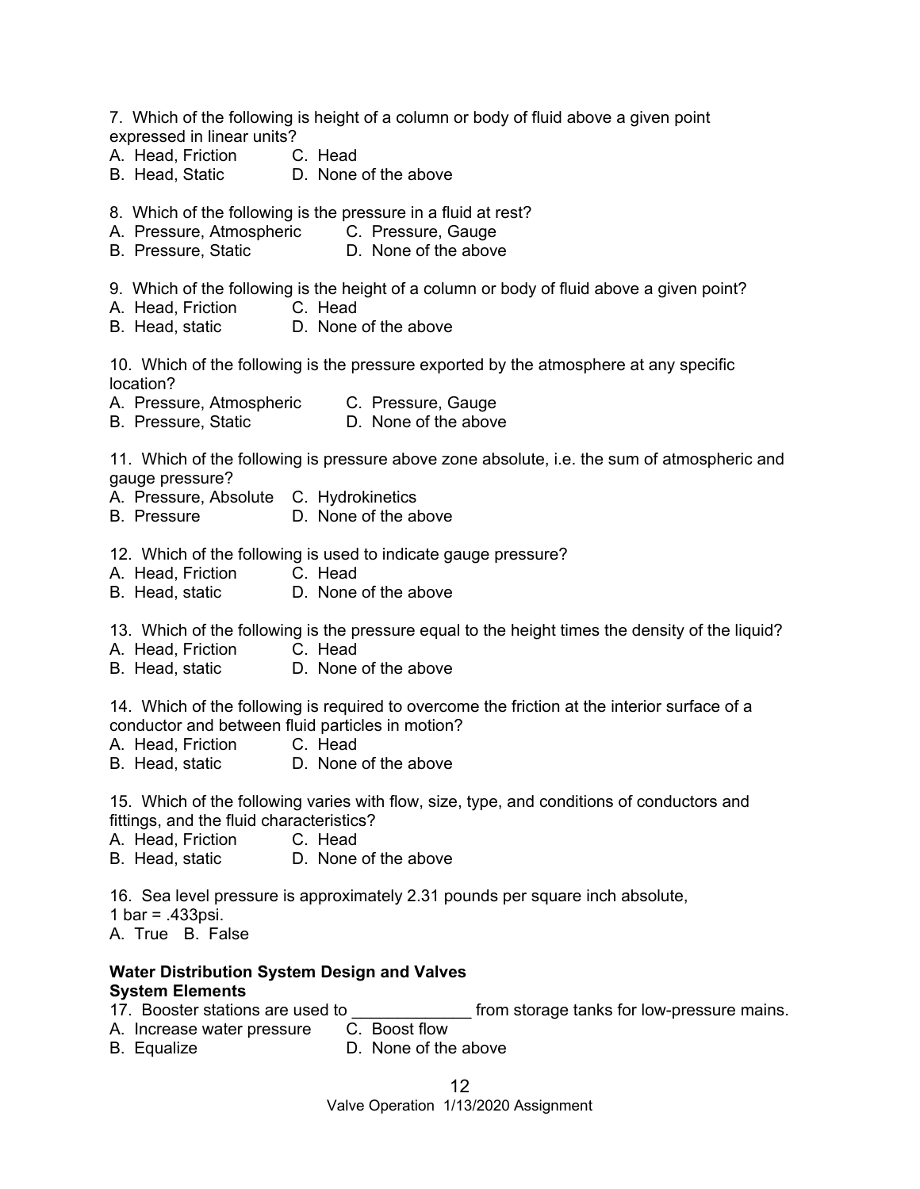7. Which of the following is height of a column or body of fluid above a given point expressed in linear units?

A. Head, Friction  C. Head
B. Head, Static  D. None of the above

8. Which of the following is the pressure in a fluid at rest?

A. Pressure, Atmospheric  C. Pressure, Gauge
B. Pressure, Static  D. None of the above

9. Which of the following is the height of a column or body of fluid above a given point?

A. Head, Friction  C. Head
B. Head, static  D. None of the above

10. Which of the following is the pressure exported by the atmosphere at any specific location?

A. Pressure, Atmospheric  C. Pressure, Gauge
B. Pressure, Static  D. None of the above

11. Which of the following is pressure above zone absolute, i.e. the sum of atmospheric and gauge pressure?

A. Pressure, Absolute  C. Hydrokinetics
B. Pressure  D. None of the above

12. Which of the following is used to indicate gauge pressure?

A. Head, Friction  C. Head
B. Head, static  D. None of the above

13. Which of the following is the pressure equal to the height times the density of the liquid?

A. Head, Friction  C. Head
B. Head, static  D. None of the above

14. Which of the following is required to overcome the friction at the interior surface of a conductor and between fluid particles in motion?

A. Head, Friction  C. Head
B. Head, static  D. None of the above

15. Which of the following varies with flow, size, type, and conditions of conductors and fittings, and the fluid characteristics?

A. Head, Friction  C. Head
B. Head, static  D. None of the above

16. Sea level pressure is approximately 2.31 pounds per square inch absolute, 1 bar = .433psi.

A. True  B. False

**Water Distribution System Design and Valves**
**System Elements**

17. Booster stations are used to _____________ from storage tanks for low-pressure mains.

A. Increase water pressure  C. Boost flow
B. Equalize  D. None of the above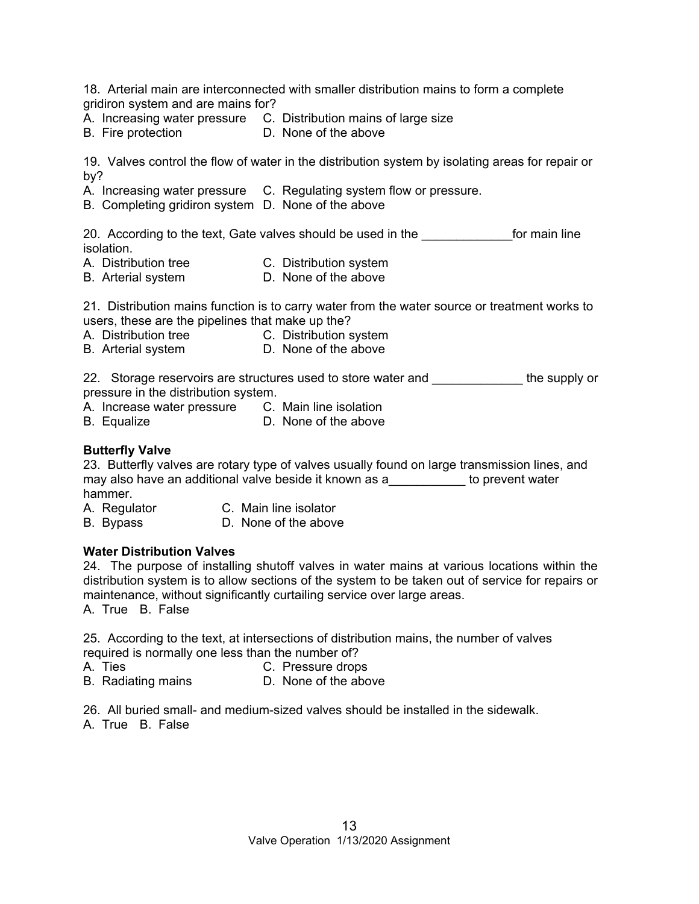18. Arterial main are interconnected with smaller distribution mains to form a complete gridiron system and are mains for?

A. Increasing water pressure C. Distribution mains of large size
B. Fire protection D. None of the above

19. Valves control the flow of water in the distribution system by isolating areas for repair or by?

A. Increasing water pressure C. Regulating system flow or pressure.
B. Completing gridiron system D. None of the above

20. According to the text, Gate valves should be used in the _____________for main line isolation.

A. Distribution tree C. Distribution system
B. Arterial system D. None of the above

21. Distribution mains function is to carry water from the water source or treatment works to users, these are the pipelines that make up the?

A. Distribution tree C. Distribution system
B. Arterial system D. None of the above

22. Storage reservoirs are structures used to store water and _____________ the supply or pressure in the distribution system.

A. Increase water pressure C. Main line isolation
B. Equalize D. None of the above

**Butterfly Valve**

23. Butterfly valves are rotary type of valves usually found on large transmission lines, and may also have an additional valve beside it known as a___________ to prevent water hammer.

A. Regulator C. Main line isolator
B. Bypass D. None of the above

**Water Distribution Valves**

24. The purpose of installing shutoff valves in water mains at various locations within the distribution system is to allow sections of the system to be taken out of service for repairs or maintenance, without significantly curtailing service over large areas.

A. True B. False

25. According to the text, at intersections of distribution mains, the number of valves required is normally one less than the number of?

A. Ties C. Pressure drops
B. Radiating mains D. None of the above

26. All buried small- and medium-sized valves should be installed in the sidewalk.

A. True B. False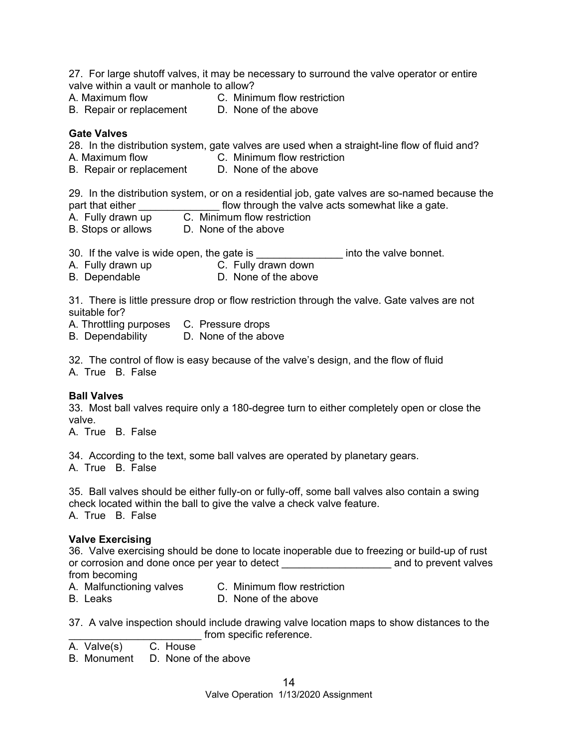27. For large shutoff valves, it may be necessary to surround the valve operator or entire valve within a vault or manhole to allow?

A. Maximum flow  C. Minimum flow restriction
B. Repair or replacement  D. None of the above

**Gate Valves**

28. In the distribution system, gate valves are used when a straight-line flow of fluid and?

A. Maximum flow  C. Minimum flow restriction
B. Repair or replacement  D. None of the above

29. In the distribution system, or on a residential job, gate valves are so-named because the part that either ______________ flow through the valve acts somewhat like a gate.

A. Fully drawn up  C. Minimum flow restriction
B. Stops or allows  D. None of the above

30. If the valve is wide open, the gate is _______________ into the valve bonnet.

A. Fully drawn up  C. Fully drawn down
B. Dependable  D. None of the above

31. There is little pressure drop or flow restriction through the valve. Gate valves are not suitable for?

A. Throttling purposes  C. Pressure drops
B. Dependability  D. None of the above

32. The control of flow is easy because of the valve's design, and the flow of fluid

A. True  B. False

**Ball Valves**

33. Most ball valves require only a 180-degree turn to either completely open or close the valve.

A. True  B. False

34. According to the text, some ball valves are operated by planetary gears.

A. True  B. False

35. Ball valves should be either fully-on or fully-off, some ball valves also contain a swing check located within the ball to give the valve a check valve feature.

A. True  B. False

**Valve Exercising**

36. Valve exercising should be done to locate inoperable due to freezing or build-up of rust or corrosion and done once per year to detect ___________________ and to prevent valves from becoming

A. Malfunctioning valves  C. Minimum flow restriction
B. Leaks  D. None of the above

37. A valve inspection should include drawing valve location maps to show distances to the ______________________ from specific reference.

A. Valve(s)  C. House
B. Monument  D. None of the above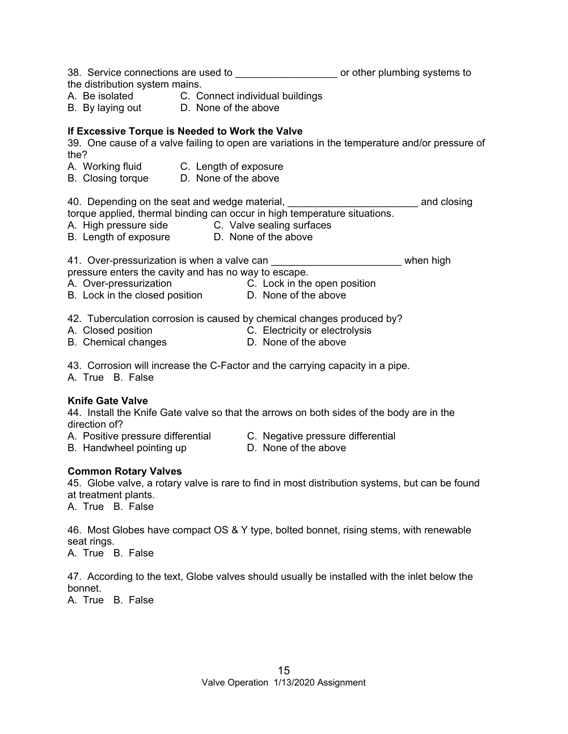38. Service connections are used to __________________ or other plumbing systems to the distribution system mains.
A. Be isolated
B. By laying out
C. Connect individual buildings
D. None of the above

**If Excessive Torque is Needed to Work the Valve**

39. One cause of a valve failing to open are variations in the temperature and/or pressure of the?
A. Working fluid
B. Closing torque
C. Length of exposure
D. None of the above

40. Depending on the seat and wedge material, _______________________ and closing torque applied, thermal binding can occur in high temperature situations.
A. High pressure side
B. Length of exposure
C. Valve sealing surfaces
D. None of the above

41. Over-pressurization is when a valve can _______________________ when high pressure enters the cavity and has no way to escape.
A. Over-pressurization
B. Lock in the closed position
C. Lock in the open position
D. None of the above

42. Tuberculation corrosion is caused by chemical changes produced by?
A. Closed position
B. Chemical changes
C. Electricity or electrolysis
D. None of the above

43. Corrosion will increase the C-Factor and the carrying capacity in a pipe.
A. True B. False

**Knife Gate Valve**

44. Install the Knife Gate valve so that the arrows on both sides of the body are in the direction of?
A. Positive pressure differential
B. Handwheel pointing up
C. Negative pressure differential
D. None of the above

**Common Rotary Valves**

45. Globe valve, a rotary valve is rare to find in most distribution systems, but can be found at treatment plants.
A. True B. False

46. Most Globes have compact OS & Y type, bolted bonnet, rising stems, with renewable seat rings.
A. True B. False

47. According to the text, Globe valves should usually be installed with the inlet below the bonnet.
A. True B. False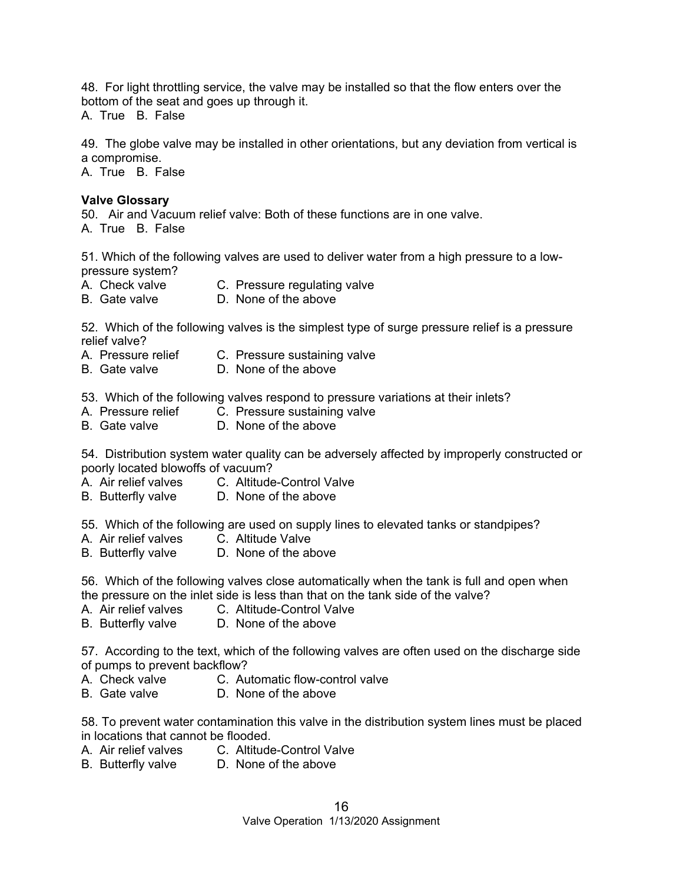48. For light throttling service, the valve may be installed so that the flow enters over the bottom of the seat and goes up through it.
A. True B. False

49. The globe valve may be installed in other orientations, but any deviation from vertical is a compromise.
A. True B. False

**Valve Glossary**

50. Air and Vacuum relief valve: Both of these functions are in one valve.
A. True B. False

51. Which of the following valves are used to deliver water from a high pressure to a low-pressure system?
A. Check valve C. Pressure regulating valve
B. Gate valve D. None of the above

52. Which of the following valves is the simplest type of surge pressure relief is a pressure relief valve?
A. Pressure relief C. Pressure sustaining valve
B. Gate valve D. None of the above

53. Which of the following valves respond to pressure variations at their inlets?
A. Pressure relief C. Pressure sustaining valve
B. Gate valve D. None of the above

54. Distribution system water quality can be adversely affected by improperly constructed or poorly located blowoffs of vacuum?
A. Air relief valves C. Altitude-Control Valve
B. Butterfly valve D. None of the above

55. Which of the following are used on supply lines to elevated tanks or standpipes?
A. Air relief valves C. Altitude Valve
B. Butterfly valve D. None of the above

56. Which of the following valves close automatically when the tank is full and open when the pressure on the inlet side is less than that on the tank side of the valve?
A. Air relief valves C. Altitude-Control Valve
B. Butterfly valve D. None of the above

57. According to the text, which of the following valves are often used on the discharge side of pumps to prevent backflow?
A. Check valve C. Automatic flow-control valve
B. Gate valve D. None of the above

58. To prevent water contamination this valve in the distribution system lines must be placed in locations that cannot be flooded.
A. Air relief valves C. Altitude-Control Valve
B. Butterfly valve D. None of the above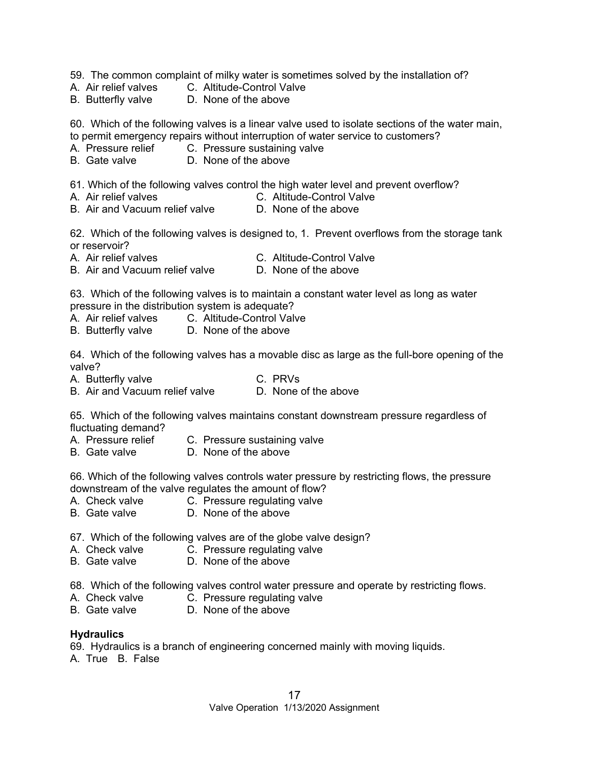59. The common complaint of milky water is sometimes solved by the installation of?
A. Air relief valves C. Altitude-Control Valve
B. Butterfly valve D. None of the above

60. Which of the following valves is a linear valve used to isolate sections of the water main, to permit emergency repairs without interruption of water service to customers?
A. Pressure relief C. Pressure sustaining valve
B. Gate valve D. None of the above

61. Which of the following valves control the high water level and prevent overflow?
A. Air relief valves C. Altitude-Control Valve
B. Air and Vacuum relief valve D. None of the above

62. Which of the following valves is designed to, 1. Prevent overflows from the storage tank or reservoir?
A. Air relief valves C. Altitude-Control Valve
B. Air and Vacuum relief valve D. None of the above

63. Which of the following valves is to maintain a constant water level as long as water pressure in the distribution system is adequate?
A. Air relief valves C. Altitude-Control Valve
B. Butterfly valve D. None of the above

64. Which of the following valves has a movable disc as large as the full-bore opening of the valve?
A. Butterfly valve C. PRVs
B. Air and Vacuum relief valve D. None of the above

65. Which of the following valves maintains constant downstream pressure regardless of fluctuating demand?
A. Pressure relief C. Pressure sustaining valve
B. Gate valve D. None of the above

66. Which of the following valves controls water pressure by restricting flows, the pressure downstream of the valve regulates the amount of flow?
A. Check valve C. Pressure regulating valve
B. Gate valve D. None of the above

67. Which of the following valves are of the globe valve design?
A. Check valve C. Pressure regulating valve
B. Gate valve D. None of the above

68. Which of the following valves control water pressure and operate by restricting flows.
A. Check valve C. Pressure regulating valve
B. Gate valve D. None of the above

**Hydraulics**

69. Hydraulics is a branch of engineering concerned mainly with moving liquids.
A. True B. False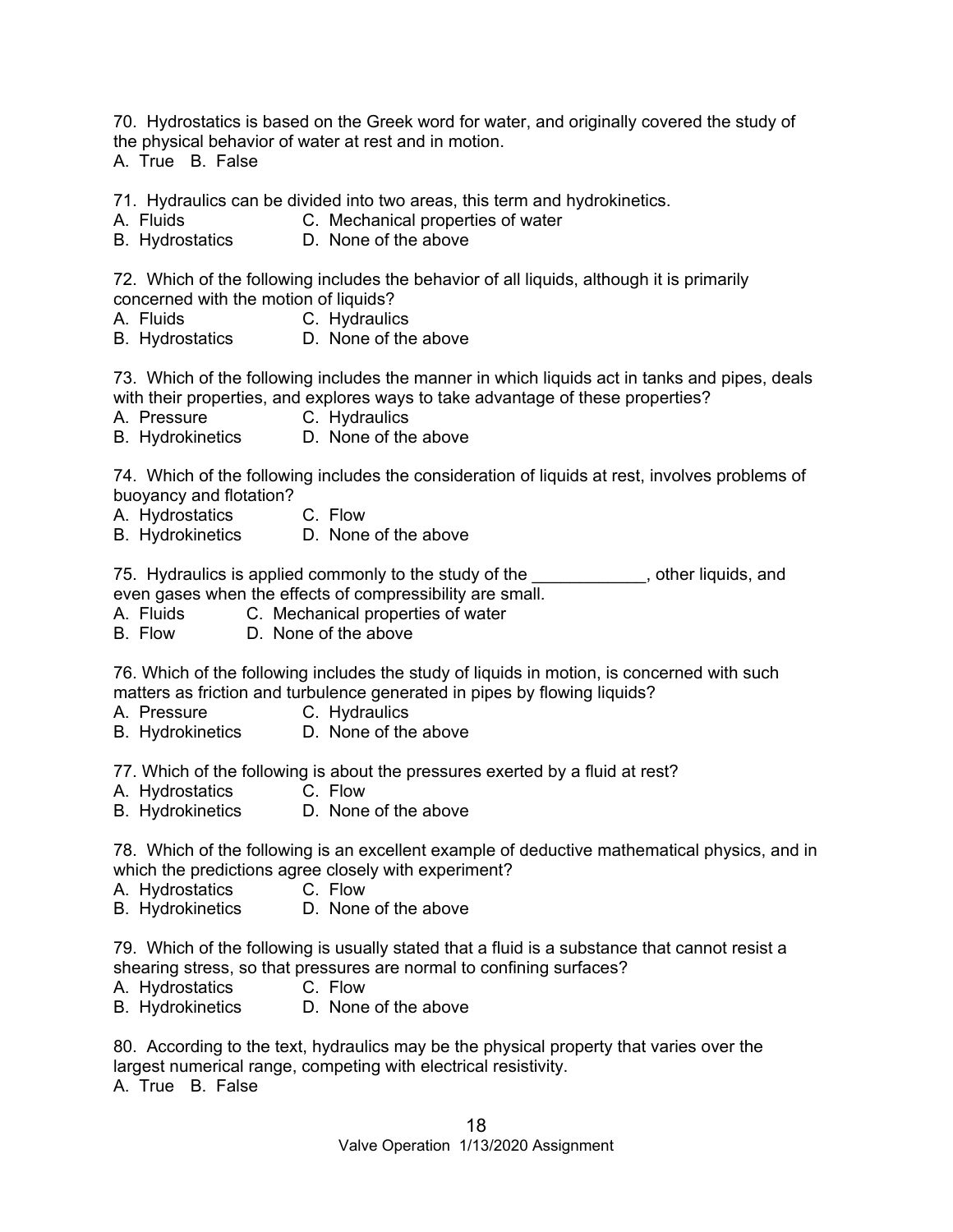70. Hydrostatics is based on the Greek word for water, and originally covered the study of the physical behavior of water at rest and in motion.
A. True B. False

71. Hydraulics can be divided into two areas, this term and hydrokinetics.
A. Fluids C. Mechanical properties of water
B. Hydrostatics D. None of the above

72. Which of the following includes the behavior of all liquids, although it is primarily concerned with the motion of liquids?
A. Fluids C. Hydraulics
B. Hydrostatics D. None of the above

73. Which of the following includes the manner in which liquids act in tanks and pipes, deals with their properties, and explores ways to take advantage of these properties?
A. Pressure C. Hydraulics
B. Hydrokinetics D. None of the above

74. Which of the following includes the consideration of liquids at rest, involves problems of buoyancy and flotation?
A. Hydrostatics C. Flow
B. Hydrokinetics D. None of the above

75. Hydraulics is applied commonly to the study of the ____________, other liquids, and even gases when the effects of compressibility are small.
A. Fluids C. Mechanical properties of water
B. Flow D. None of the above

76. Which of the following includes the study of liquids in motion, is concerned with such matters as friction and turbulence generated in pipes by flowing liquids?
A. Pressure C. Hydraulics
B. Hydrokinetics D. None of the above

77. Which of the following is about the pressures exerted by a fluid at rest?
A. Hydrostatics C. Flow
B. Hydrokinetics D. None of the above

78. Which of the following is an excellent example of deductive mathematical physics, and in which the predictions agree closely with experiment?
A. Hydrostatics C. Flow
B. Hydrokinetics D. None of the above

79. Which of the following is usually stated that a fluid is a substance that cannot resist a shearing stress, so that pressures are normal to confining surfaces?
A. Hydrostatics C. Flow
B. Hydrokinetics D. None of the above

80. According to the text, hydraulics may be the physical property that varies over the largest numerical range, competing with electrical resistivity.
A. True B. False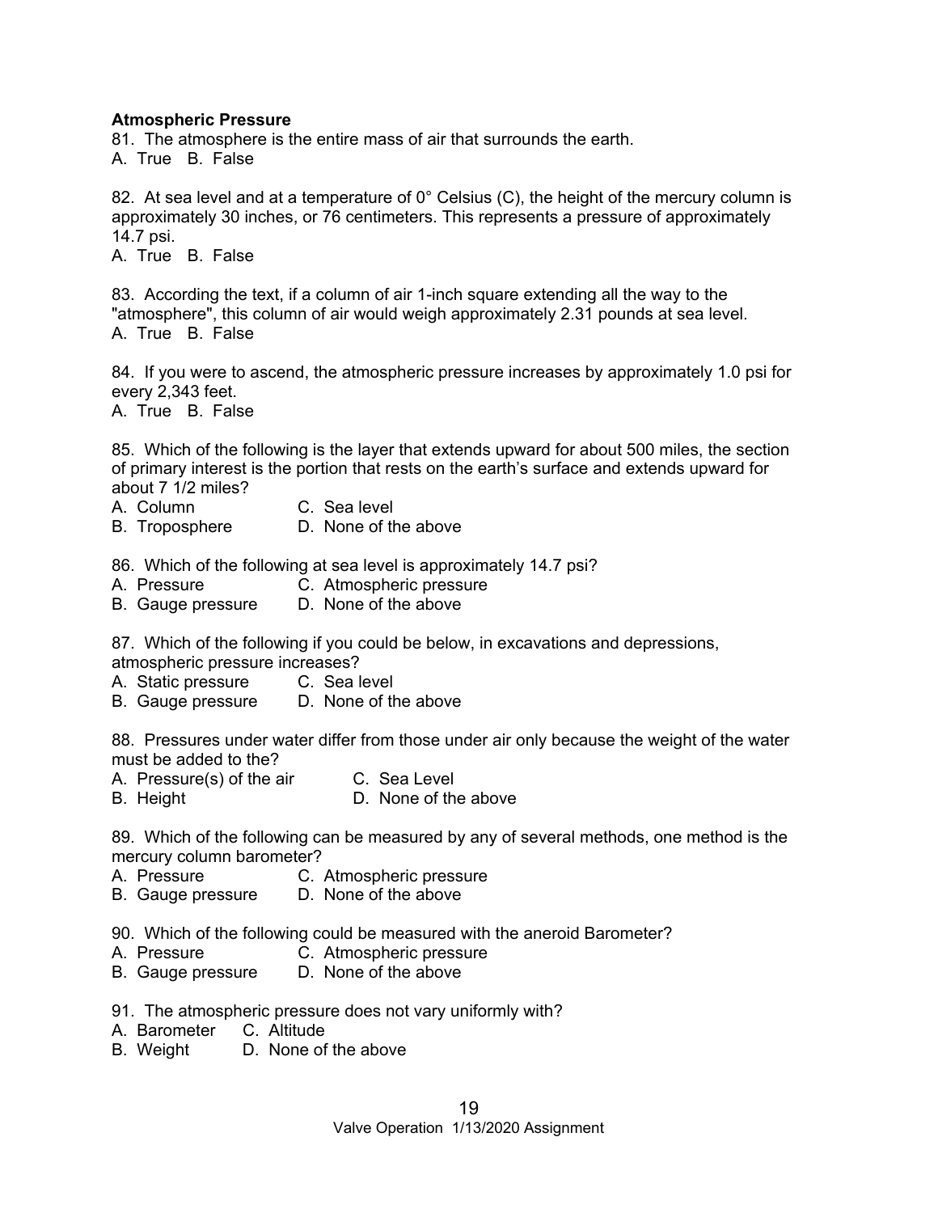**Atmospheric Pressure**

81. The atmosphere is the entire mass of air that surrounds the earth.
A. True B. False

82. At sea level and at a temperature of 0° Celsius (C), the height of the mercury column is approximately 30 inches, or 76 centimeters. This represents a pressure of approximately 14.7 psi.
A. True B. False

83. According the text, if a column of air 1-inch square extending all the way to the "atmosphere", this column of air would weigh approximately 2.31 pounds at sea level.
A. True B. False

84. If you were to ascend, the atmospheric pressure increases by approximately 1.0 psi for every 2,343 feet.
A. True B. False

85. Which of the following is the layer that extends upward for about 500 miles, the section of primary interest is the portion that rests on the earth's surface and extends upward for about 7 1/2 miles?
A. Column C. Sea level
B. Troposphere D. None of the above

86. Which of the following at sea level is approximately 14.7 psi?
A. Pressure C. Atmospheric pressure
B. Gauge pressure D. None of the above

87. Which of the following if you could be below, in excavations and depressions, atmospheric pressure increases?
A. Static pressure C. Sea level
B. Gauge pressure D. None of the above

88. Pressures under water differ from those under air only because the weight of the water must be added to the?
A. Pressure(s) of the air C. Sea Level
B. Height D. None of the above

89. Which of the following can be measured by any of several methods, one method is the mercury column barometer?
A. Pressure C. Atmospheric pressure
B. Gauge pressure D. None of the above

90. Which of the following could be measured with the aneroid Barometer?
A. Pressure C. Atmospheric pressure
B. Gauge pressure D. None of the above

91. The atmospheric pressure does not vary uniformly with?
A. Barometer C. Altitude
B. Weight D. None of the above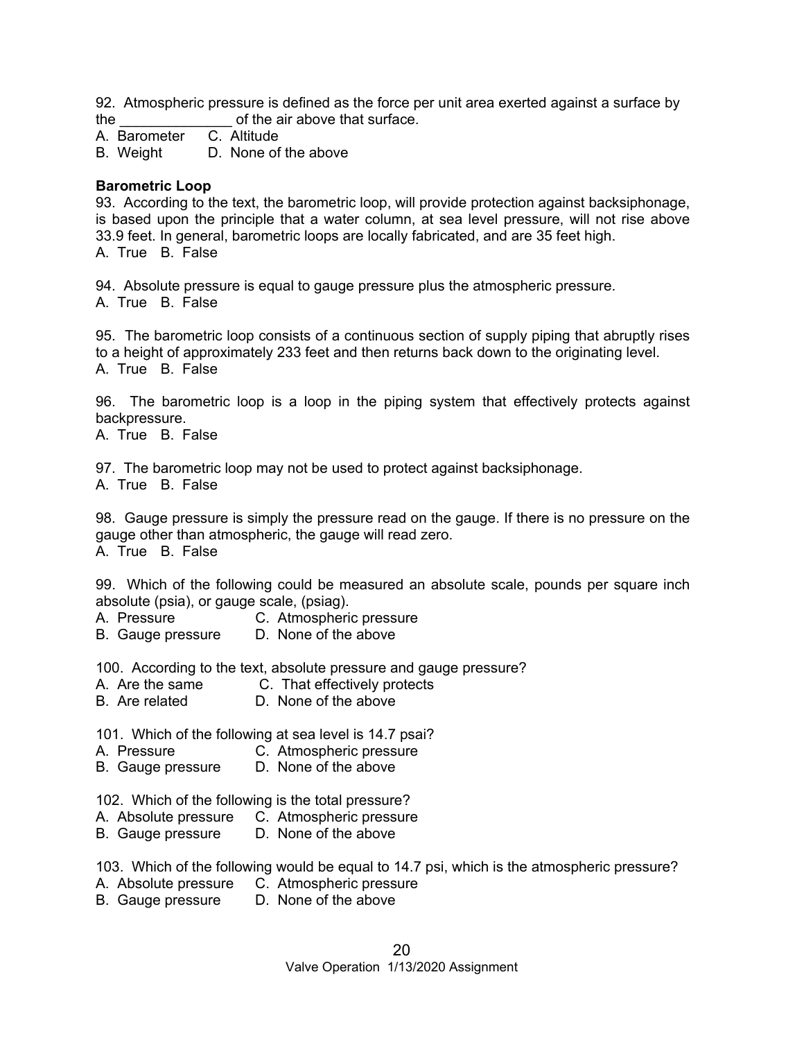92. Atmospheric pressure is defined as the force per unit area exerted against a surface by the ______________ of the air above that surface.
A. Barometer C. Altitude
B. Weight D. None of the above

**Barometric Loop**

93. According to the text, the barometric loop, will provide protection against backsiphonage, is based upon the principle that a water column, at sea level pressure, will not rise above 33.9 feet. In general, barometric loops are locally fabricated, and are 35 feet high.
A. True B. False

94. Absolute pressure is equal to gauge pressure plus the atmospheric pressure.
A. True B. False

95. The barometric loop consists of a continuous section of supply piping that abruptly rises to a height of approximately 233 feet and then returns back down to the originating level.
A. True B. False

96. The barometric loop is a loop in the piping system that effectively protects against backpressure.
A. True B. False

97. The barometric loop may not be used to protect against backsiphonage.
A. True B. False

98. Gauge pressure is simply the pressure read on the gauge. If there is no pressure on the gauge other than atmospheric, the gauge will read zero.
A. True B. False

99. Which of the following could be measured an absolute scale, pounds per square inch absolute (psia), or gauge scale, (psiag).
A. Pressure C. Atmospheric pressure
B. Gauge pressure D. None of the above

100. According to the text, absolute pressure and gauge pressure?
A. Are the same C. That effectively protects
B. Are related D. None of the above

101. Which of the following at sea level is 14.7 psai?
A. Pressure C. Atmospheric pressure
B. Gauge pressure D. None of the above

102. Which of the following is the total pressure?
A. Absolute pressure C. Atmospheric pressure
B. Gauge pressure D. None of the above

103. Which of the following would be equal to 14.7 psi, which is the atmospheric pressure?
A. Absolute pressure C. Atmospheric pressure
B. Gauge pressure D. None of the above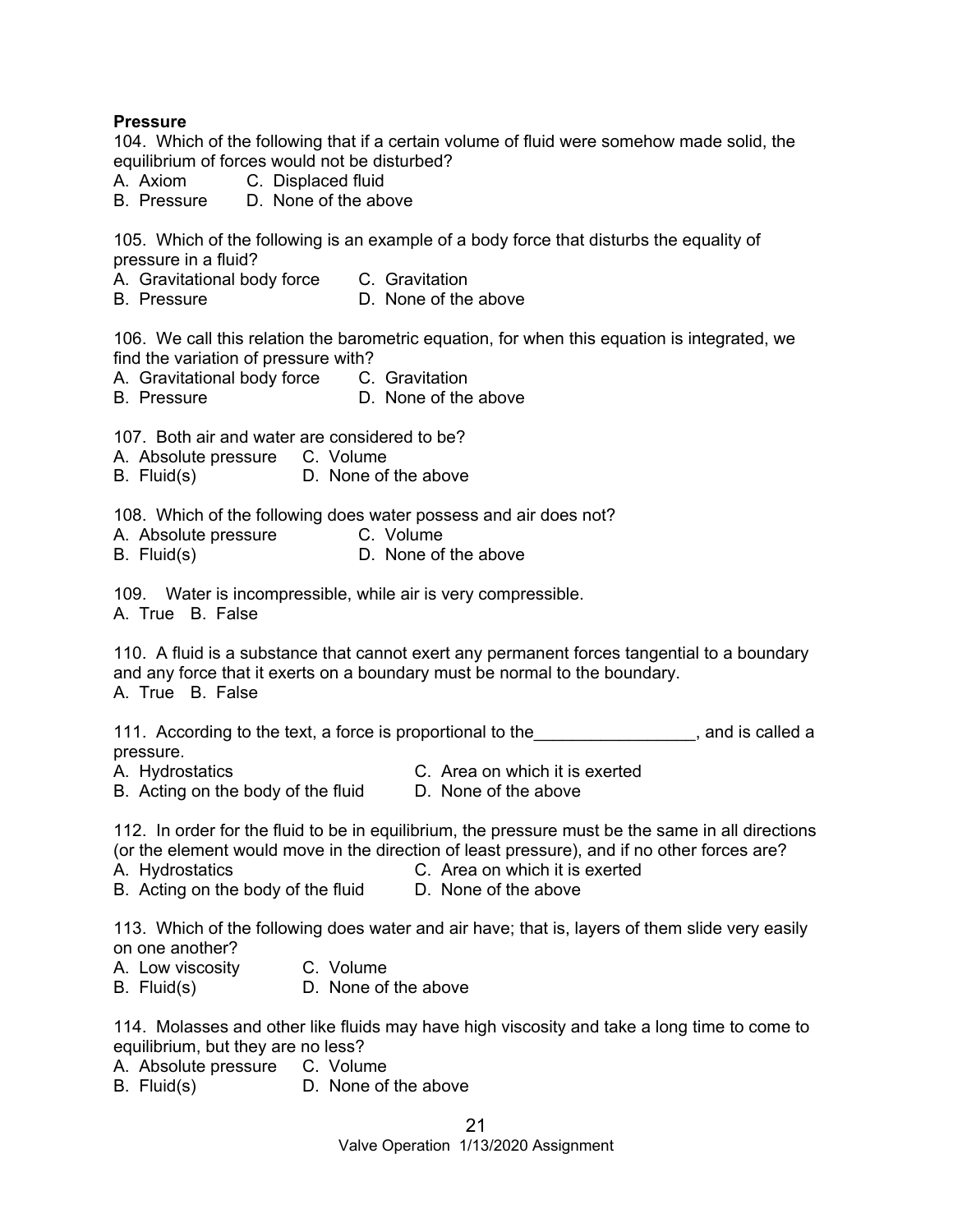**Pressure**

104. Which of the following that if a certain volume of fluid were somehow made solid, the equilibrium of forces would not be disturbed?
A. Axiom C. Displaced fluid
B. Pressure D. None of the above

105. Which of the following is an example of a body force that disturbs the equality of pressure in a fluid?
A. Gravitational body force C. Gravitation
B. Pressure D. None of the above

106. We call this relation the barometric equation, for when this equation is integrated, we find the variation of pressure with?
A. Gravitational body force C. Gravitation
B. Pressure D. None of the above

107. Both air and water are considered to be?
A. Absolute pressure C. Volume
B. Fluid(s) D. None of the above

108. Which of the following does water possess and air does not?
A. Absolute pressure C. Volume
B. Fluid(s) D. None of the above

109. Water is incompressible, while air is very compressible.
A. True B. False

110. A fluid is a substance that cannot exert any permanent forces tangential to a boundary and any force that it exerts on a boundary must be normal to the boundary.
A. True B. False

111. According to the text, a force is proportional to the_________________, and is called a pressure.
A. Hydrostatics C. Area on which it is exerted
B. Acting on the body of the fluid D. None of the above

112. In order for the fluid to be in equilibrium, the pressure must be the same in all directions (or the element would move in the direction of least pressure), and if no other forces are?
A. Hydrostatics C. Area on which it is exerted
B. Acting on the body of the fluid D. None of the above

113. Which of the following does water and air have; that is, layers of them slide very easily on one another?
A. Low viscosity C. Volume
B. Fluid(s) D. None of the above

114. Molasses and other like fluids may have high viscosity and take a long time to come to equilibrium, but they are no less?
A. Absolute pressure C. Volume
B. Fluid(s) D. None of the above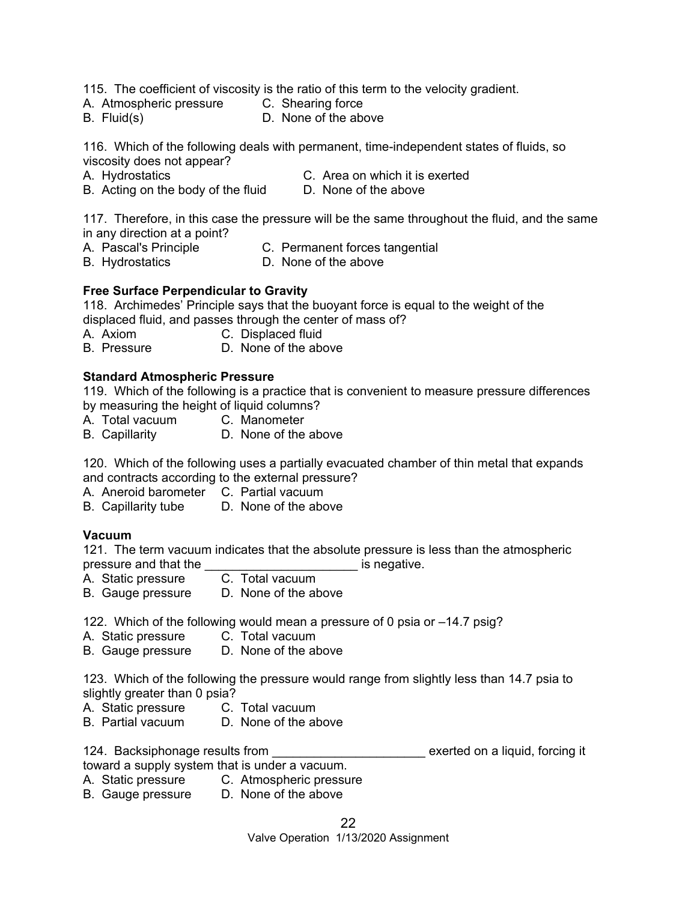115. The coefficient of viscosity is the ratio of this term to the velocity gradient.
A. Atmospheric pressure
B. Fluid(s)
C. Shearing force
D. None of the above

116. Which of the following deals with permanent, time-independent states of fluids, so viscosity does not appear?
A. Hydrostatics
B. Acting on the body of the fluid
C. Area on which it is exerted
D. None of the above

117. Therefore, in this case the pressure will be the same throughout the fluid, and the same in any direction at a point?
A. Pascal's Principle
B. Hydrostatics
C. Permanent forces tangential
D. None of the above

**Free Surface Perpendicular to Gravity**

118. Archimedes' Principle says that the buoyant force is equal to the weight of the displaced fluid, and passes through the center of mass of?
A. Axiom
B. Pressure
C. Displaced fluid
D. None of the above

**Standard Atmospheric Pressure**

119. Which of the following is a practice that is convenient to measure pressure differences by measuring the height of liquid columns?
A. Total vacuum
B. Capillarity
C. Manometer
D. None of the above

120. Which of the following uses a partially evacuated chamber of thin metal that expands and contracts according to the external pressure?
A. Aneroid barometer
B. Capillarity tube
C. Partial vacuum
D. None of the above

**Vacuum**

121. The term vacuum indicates that the absolute pressure is less than the atmospheric pressure and that the ______________________ is negative.
A. Static pressure
B. Gauge pressure
C. Total vacuum
D. None of the above

122. Which of the following would mean a pressure of 0 psia or –14.7 psig?
A. Static pressure
B. Gauge pressure
C. Total vacuum
D. None of the above

123. Which of the following the pressure would range from slightly less than 14.7 psia to slightly greater than 0 psia?
A. Static pressure
B. Partial vacuum
C. Total vacuum
D. None of the above

124. Backsiphonage results from ______________________ exerted on a liquid, forcing it toward a supply system that is under a vacuum.
A. Static pressure
B. Gauge pressure
C. Atmospheric pressure
D. None of the above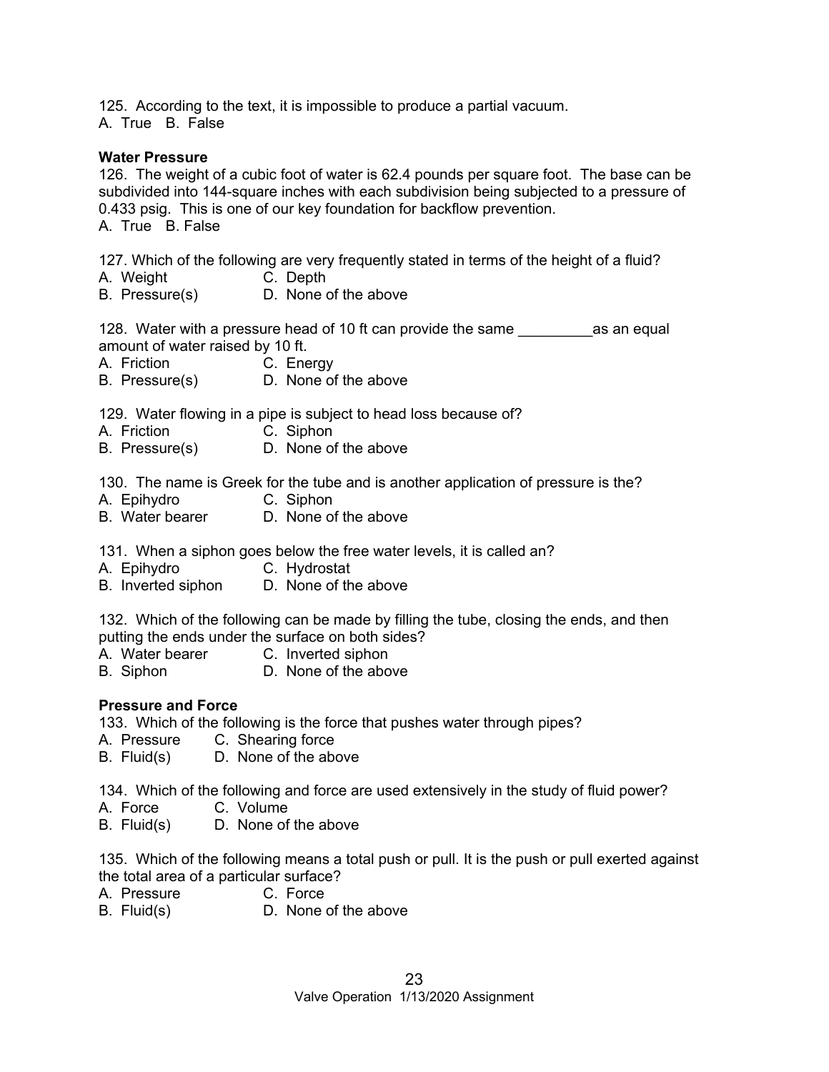125. According to the text, it is impossible to produce a partial vacuum.
A. True B. False

**Water Pressure**

126. The weight of a cubic foot of water is 62.4 pounds per square foot. The base can be subdivided into 144-square inches with each subdivision being subjected to a pressure of 0.433 psig. This is one of our key foundation for backflow prevention.
A. True B. False

127. Which of the following are very frequently stated in terms of the height of a fluid?
A. Weight C. Depth
B. Pressure(s) D. None of the above

128. Water with a pressure head of 10 ft can provide the same _________as an equal amount of water raised by 10 ft.
A. Friction C. Energy
B. Pressure(s) D. None of the above

129. Water flowing in a pipe is subject to head loss because of?
A. Friction C. Siphon
B. Pressure(s) D. None of the above

130. The name is Greek for the tube and is another application of pressure is the?
A. Epihydro C. Siphon
B. Water bearer D. None of the above

131. When a siphon goes below the free water levels, it is called an?
A. Epihydro C. Hydrostat
B. Inverted siphon D. None of the above

132. Which of the following can be made by filling the tube, closing the ends, and then putting the ends under the surface on both sides?
A. Water bearer C. Inverted siphon
B. Siphon D. None of the above

**Pressure and Force**

133. Which of the following is the force that pushes water through pipes?
A. Pressure C. Shearing force
B. Fluid(s) D. None of the above

134. Which of the following and force are used extensively in the study of fluid power?
A. Force C. Volume
B. Fluid(s) D. None of the above

135. Which of the following means a total push or pull. It is the push or pull exerted against the total area of a particular surface?
A. Pressure C. Force
B. Fluid(s) D. None of the above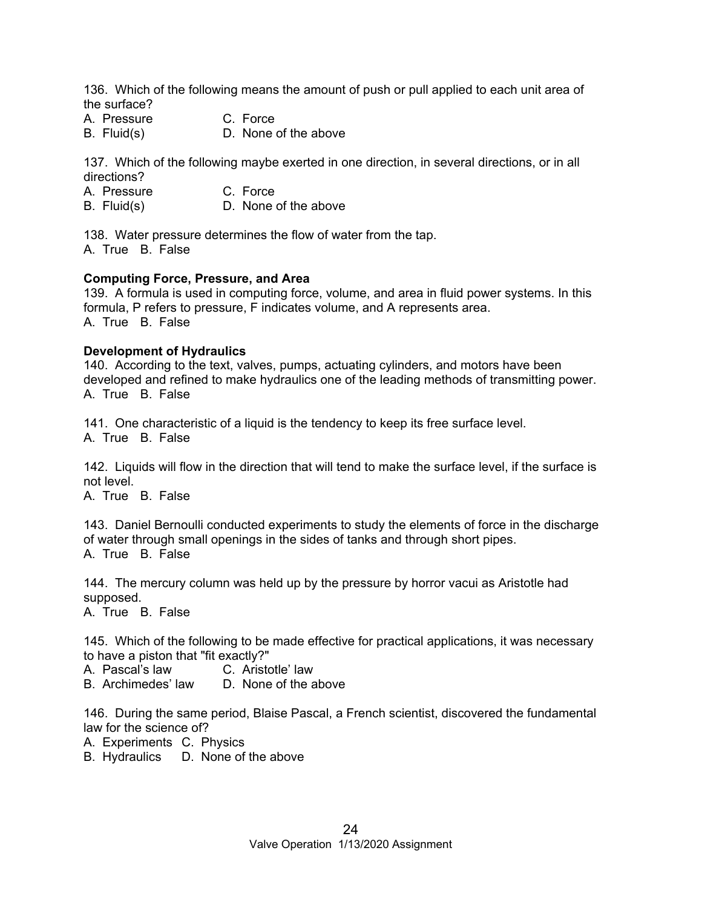136. Which of the following means the amount of push or pull applied to each unit area of the surface?

A. Pressure C. Force
B. Fluid(s) D. None of the above

137. Which of the following maybe exerted in one direction, in several directions, or in all directions?

A. Pressure C. Force
B. Fluid(s) D. None of the above

138. Water pressure determines the flow of water from the tap.

A. True B. False

**Computing Force, Pressure, and Area**

139. A formula is used in computing force, volume, and area in fluid power systems. In this formula, P refers to pressure, F indicates volume, and A represents area.

A. True B. False

**Development of Hydraulics**

140. According to the text, valves, pumps, actuating cylinders, and motors have been developed and refined to make hydraulics one of the leading methods of transmitting power.

A. True B. False

141. One characteristic of a liquid is the tendency to keep its free surface level.

A. True B. False

142. Liquids will flow in the direction that will tend to make the surface level, if the surface is not level.

A. True B. False

143. Daniel Bernoulli conducted experiments to study the elements of force in the discharge of water through small openings in the sides of tanks and through short pipes.

A. True B. False

144. The mercury column was held up by the pressure by horror vacui as Aristotle had supposed.

A. True B. False

145. Which of the following to be made effective for practical applications, it was necessary to have a piston that "fit exactly?"

A. Pascal's law C. Aristotle' law
B. Archimedes' law D. None of the above

146. During the same period, Blaise Pascal, a French scientist, discovered the fundamental law for the science of?

A. Experiments C. Physics
B. Hydraulics D. None of the above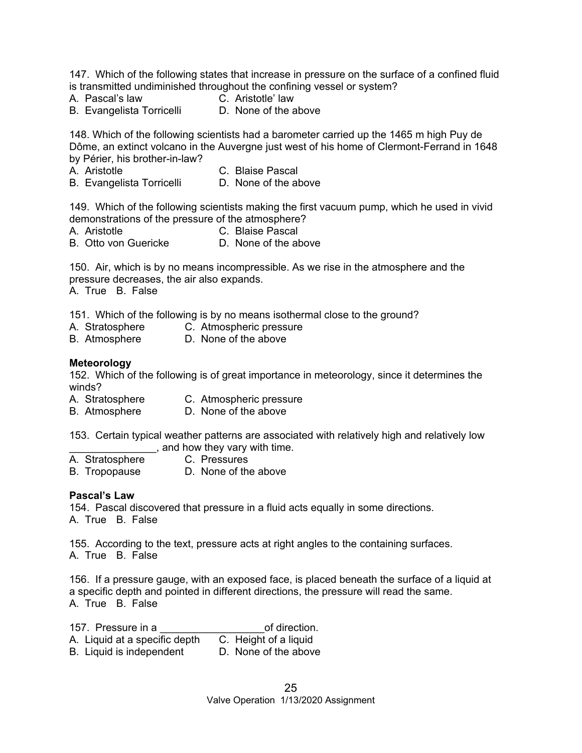147. Which of the following states that increase in pressure on the surface of a confined fluid is transmitted undiminished throughout the confining vessel or system?
A. Pascal's law
B. Evangelista Torricelli
C. Aristotle' law
D. None of the above

148. Which of the following scientists had a barometer carried up the 1465 m high Puy de Dôme, an extinct volcano in the Auvergne just west of his home of Clermont-Ferrand in 1648 by Périer, his brother-in-law?
A. Aristotle
B. Evangelista Torricelli
C. Blaise Pascal
D. None of the above

149. Which of the following scientists making the first vacuum pump, which he used in vivid demonstrations of the pressure of the atmosphere?
A. Aristotle
B. Otto von Guericke
C. Blaise Pascal
D. None of the above

150. Air, which is by no means incompressible. As we rise in the atmosphere and the pressure decreases, the air also expands.
A. True B. False

151. Which of the following is by no means isothermal close to the ground?
A. Stratosphere
B. Atmosphere
C. Atmospheric pressure
D. None of the above

**Meteorology**

152. Which of the following is of great importance in meteorology, since it determines the winds?
A. Stratosphere
B. Atmosphere
C. Atmospheric pressure
D. None of the above

153. Certain typical weather patterns are associated with relatively high and relatively low _______________, and how they vary with time.
A. Stratosphere
B. Tropopause
C. Pressures
D. None of the above

**Pascal's Law**

154. Pascal discovered that pressure in a fluid acts equally in some directions.
A. True B. False

155. According to the text, pressure acts at right angles to the containing surfaces.
A. True B. False

156. If a pressure gauge, with an exposed face, is placed beneath the surface of a liquid at a specific depth and pointed in different directions, the pressure will read the same.
A. True B. False

157. Pressure in a __________________of direction.
A. Liquid at a specific depth
B. Liquid is independent
C. Height of a liquid
D. None of the above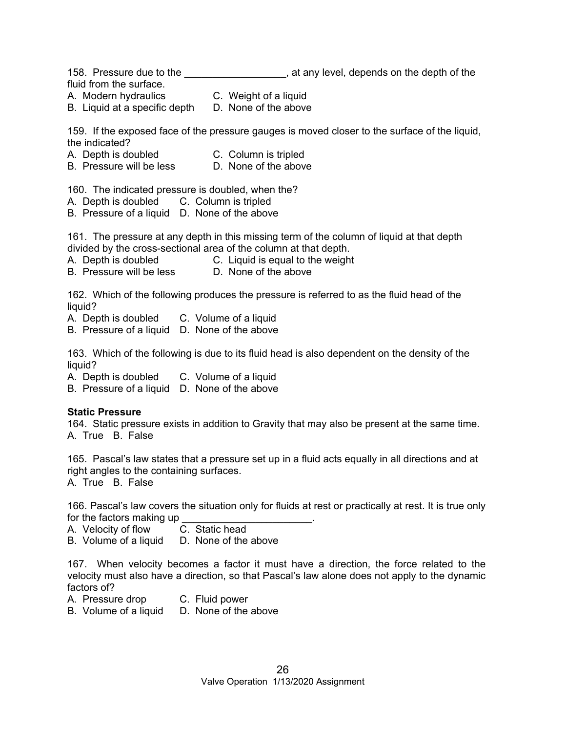158. Pressure due to the __________________, at any level, depends on the depth of the fluid from the surface.
A. Modern hydraulics
B. Liquid at a specific depth
C. Weight of a liquid
D. None of the above

159. If the exposed face of the pressure gauges is moved closer to the surface of the liquid, the indicated?
A. Depth is doubled
B. Pressure will be less
C. Column is tripled
D. None of the above

160. The indicated pressure is doubled, when the?
A. Depth is doubled
B. Pressure of a liquid
C. Column is tripled
D. None of the above

161. The pressure at any depth in this missing term of the column of liquid at that depth divided by the cross-sectional area of the column at that depth.
A. Depth is doubled
B. Pressure will be less
C. Liquid is equal to the weight
D. None of the above

162. Which of the following produces the pressure is referred to as the fluid head of the liquid?
A. Depth is doubled
B. Pressure of a liquid
C. Volume of a liquid
D. None of the above

163. Which of the following is due to its fluid head is also dependent on the density of the liquid?
A. Depth is doubled
B. Pressure of a liquid
C. Volume of a liquid
D. None of the above

**Static Pressure**

164. Static pressure exists in addition to Gravity that may also be present at the same time.
A. True B. False

165. Pascal's law states that a pressure set up in a fluid acts equally in all directions and at right angles to the containing surfaces.
A. True B. False

166. Pascal's law covers the situation only for fluids at rest or practically at rest. It is true only for the factors making up _______________________.
A. Velocity of flow
B. Volume of a liquid
C. Static head
D. None of the above

167. When velocity becomes a factor it must have a direction, the force related to the velocity must also have a direction, so that Pascal's law alone does not apply to the dynamic factors of?
A. Pressure drop
B. Volume of a liquid
C. Fluid power
D. None of the above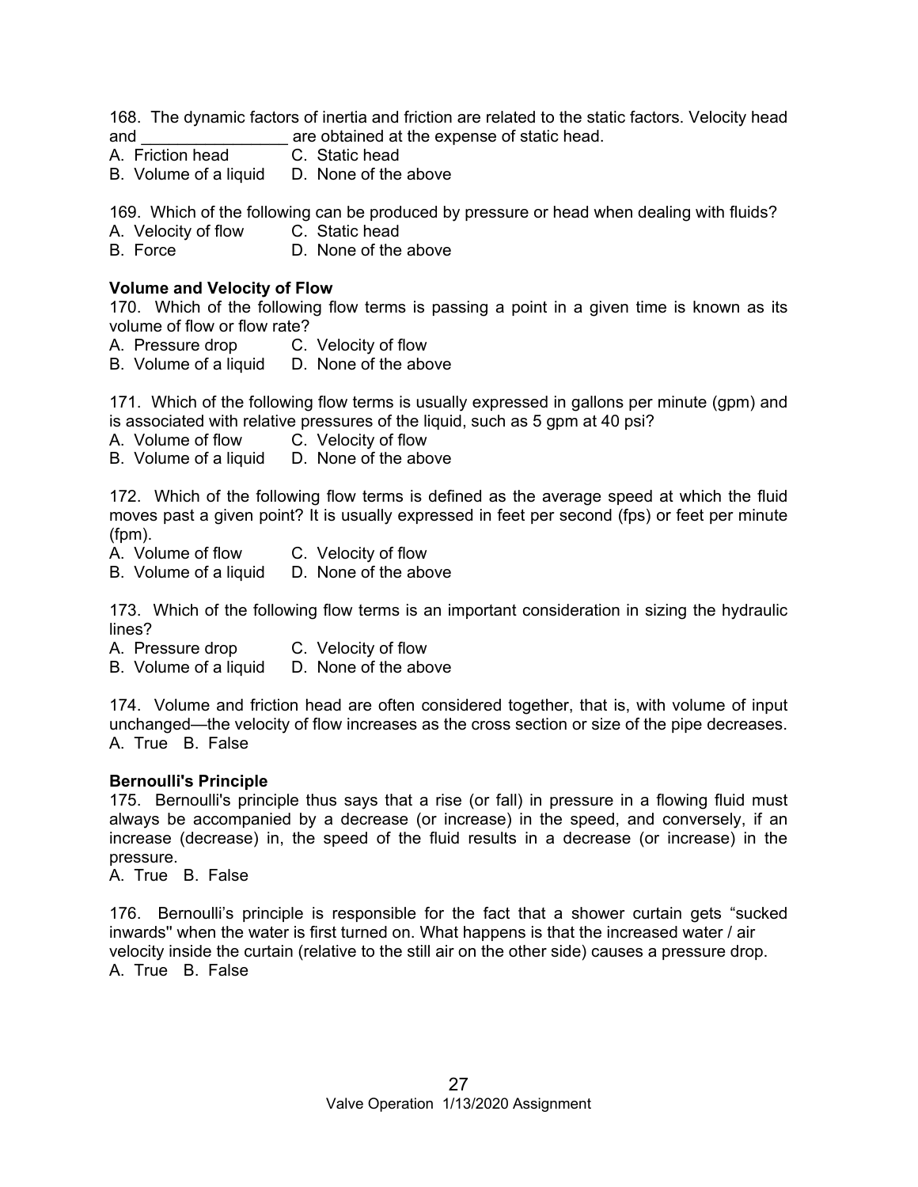168. The dynamic factors of inertia and friction are related to the static factors. Velocity head and ________________ are obtained at the expense of static head.

A. Friction head  C. Static head
B. Volume of a liquid  D. None of the above

169. Which of the following can be produced by pressure or head when dealing with fluids?

A. Velocity of flow  C. Static head
B. Force  D. None of the above

**Volume and Velocity of Flow**

170. Which of the following flow terms is passing a point in a given time is known as its volume of flow or flow rate?

A. Pressure drop  C. Velocity of flow
B. Volume of a liquid  D. None of the above

171. Which of the following flow terms is usually expressed in gallons per minute (gpm) and is associated with relative pressures of the liquid, such as 5 gpm at 40 psi?

A. Volume of flow  C. Velocity of flow
B. Volume of a liquid  D. None of the above

172. Which of the following flow terms is defined as the average speed at which the fluid moves past a given point? It is usually expressed in feet per second (fps) or feet per minute (fpm).

A. Volume of flow  C. Velocity of flow
B. Volume of a liquid  D. None of the above

173. Which of the following flow terms is an important consideration in sizing the hydraulic lines?

A. Pressure drop  C. Velocity of flow
B. Volume of a liquid  D. None of the above

174. Volume and friction head are often considered together, that is, with volume of input unchanged—the velocity of flow increases as the cross section or size of the pipe decreases.

A. True  B. False

**Bernoulli's Principle**

175. Bernoulli's principle thus says that a rise (or fall) in pressure in a flowing fluid must always be accompanied by a decrease (or increase) in the speed, and conversely, if an increase (decrease) in, the speed of the fluid results in a decrease (or increase) in the pressure.

A. True  B. False

176. Bernoulli's principle is responsible for the fact that a shower curtain gets "sucked inwards" when the water is first turned on. What happens is that the increased water / air velocity inside the curtain (relative to the still air on the other side) causes a pressure drop.

A. True  B. False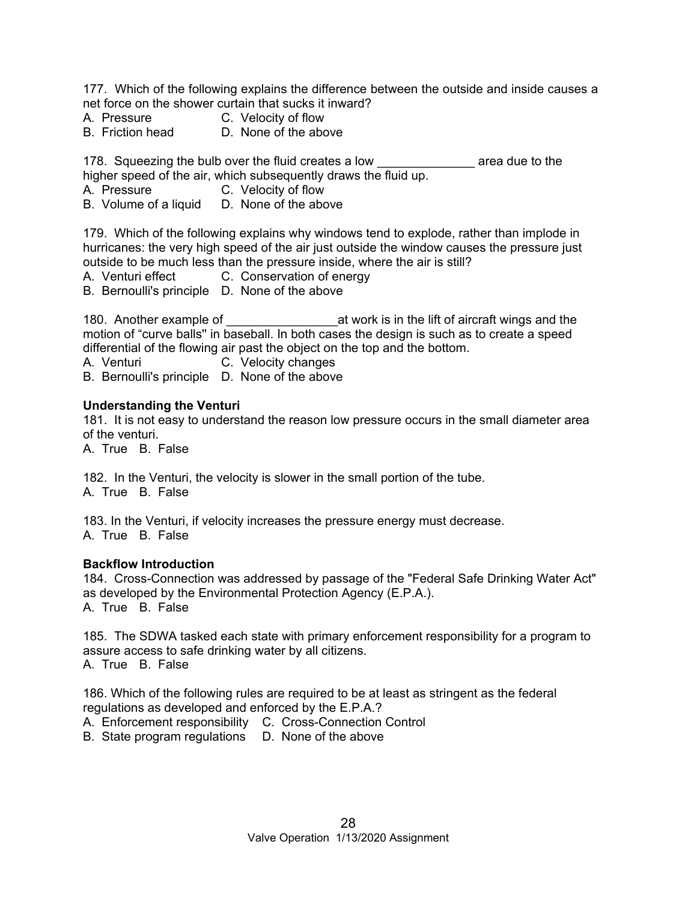177. Which of the following explains the difference between the outside and inside causes a net force on the shower curtain that sucks it inward?

A. Pressure C. Velocity of flow
B. Friction head D. None of the above

178. Squeezing the bulb over the fluid creates a low ______________ area due to the higher speed of the air, which subsequently draws the fluid up.

A. Pressure C. Velocity of flow
B. Volume of a liquid D. None of the above

179. Which of the following explains why windows tend to explode, rather than implode in hurricanes: the very high speed of the air just outside the window causes the pressure just outside to be much less than the pressure inside, where the air is still?

A. Venturi effect C. Conservation of energy
B. Bernoulli's principle D. None of the above

180. Another example of ________________at work is in the lift of aircraft wings and the motion of "curve balls" in baseball. In both cases the design is such as to create a speed differential of the flowing air past the object on the top and the bottom.

A. Venturi C. Velocity changes
B. Bernoulli's principle D. None of the above

**Understanding the Venturi**

181. It is not easy to understand the reason low pressure occurs in the small diameter area of the venturi.

A. True B. False

182. In the Venturi, the velocity is slower in the small portion of the tube.

A. True B. False

183. In the Venturi, if velocity increases the pressure energy must decrease.

A. True B. False

**Backflow Introduction**

184. Cross-Connection was addressed by passage of the "Federal Safe Drinking Water Act" as developed by the Environmental Protection Agency (E.P.A.).

A. True B. False

185. The SDWA tasked each state with primary enforcement responsibility for a program to assure access to safe drinking water by all citizens.

A. True B. False

186. Which of the following rules are required to be at least as stringent as the federal regulations as developed and enforced by the E.P.A.?

A. Enforcement responsibility C. Cross-Connection Control
B. State program regulations D. None of the above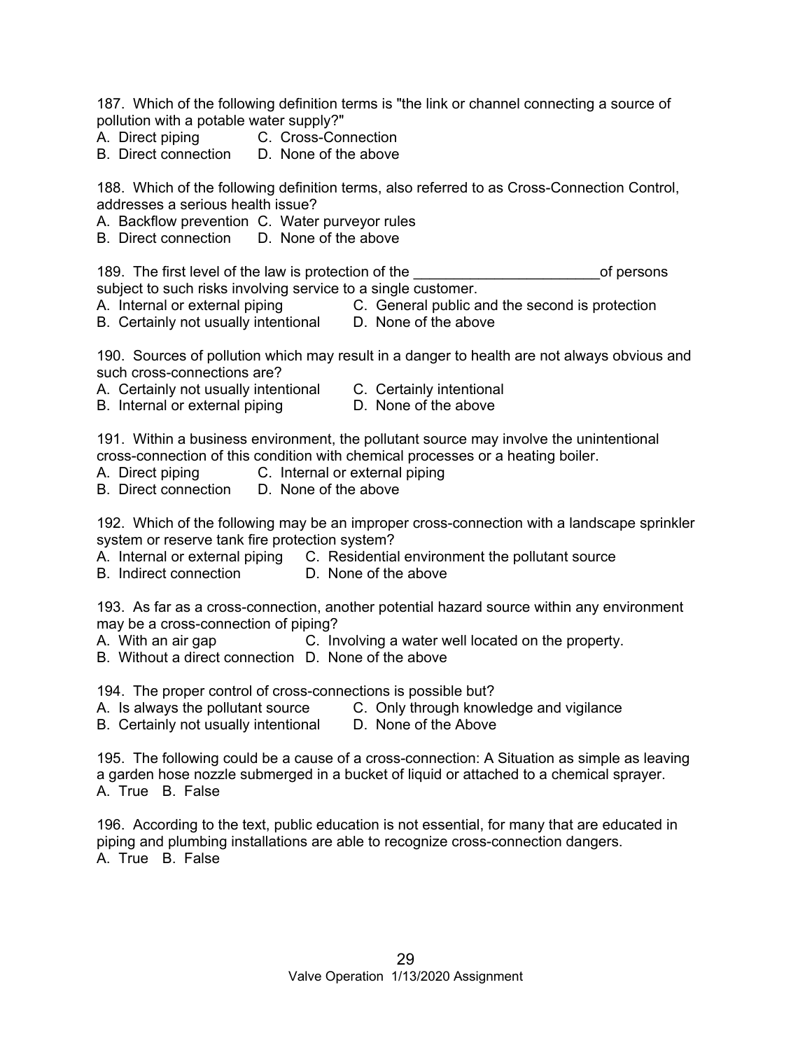187. Which of the following definition terms is "the link or channel connecting a source of pollution with a potable water supply?"
A. Direct piping C. Cross-Connection
B. Direct connection D. None of the above

188. Which of the following definition terms, also referred to as Cross-Connection Control, addresses a serious health issue?
A. Backflow prevention C. Water purveyor rules
B. Direct connection D. None of the above

189. The first level of the law is protection of the _______________________of persons subject to such risks involving service to a single customer.
A. Internal or external piping C. General public and the second is protection
B. Certainly not usually intentional D. None of the above

190. Sources of pollution which may result in a danger to health are not always obvious and such cross-connections are?
A. Certainly not usually intentional C. Certainly intentional
B. Internal or external piping D. None of the above

191. Within a business environment, the pollutant source may involve the unintentional cross-connection of this condition with chemical processes or a heating boiler.
A. Direct piping C. Internal or external piping
B. Direct connection D. None of the above

192. Which of the following may be an improper cross-connection with a landscape sprinkler system or reserve tank fire protection system?
A. Internal or external piping C. Residential environment the pollutant source
B. Indirect connection D. None of the above

193. As far as a cross-connection, another potential hazard source within any environment may be a cross-connection of piping?
A. With an air gap C. Involving a water well located on the property.
B. Without a direct connection D. None of the above

194. The proper control of cross-connections is possible but?
A. Is always the pollutant source C. Only through knowledge and vigilance
B. Certainly not usually intentional D. None of the Above

195. The following could be a cause of a cross-connection: A Situation as simple as leaving a garden hose nozzle submerged in a bucket of liquid or attached to a chemical sprayer.
A. True B. False

196. According to the text, public education is not essential, for many that are educated in piping and plumbing installations are able to recognize cross-connection dangers.
A. True B. False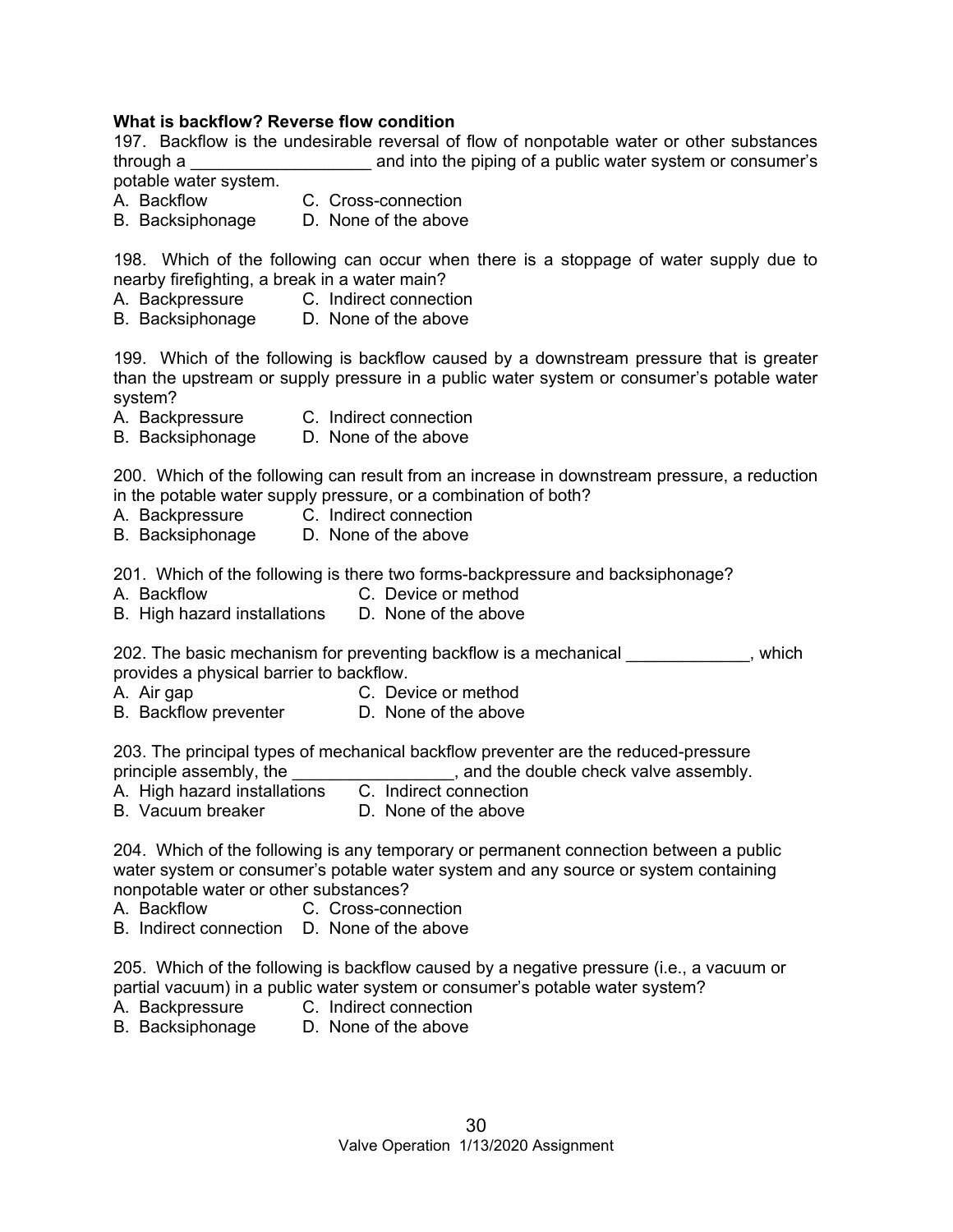**What is backflow? Reverse flow condition**

197. Backflow is the undesirable reversal of flow of nonpotable water or other substances through a ___________________ and into the piping of a public water system or consumer's potable water system.

A. Backflow  C. Cross-connection
B. Backsiphonage  D. None of the above

198. Which of the following can occur when there is a stoppage of water supply due to nearby firefighting, a break in a water main?

A. Backpressure  C. Indirect connection
B. Backsiphonage  D. None of the above

199. Which of the following is backflow caused by a downstream pressure that is greater than the upstream or supply pressure in a public water system or consumer's potable water system?

A. Backpressure  C. Indirect connection
B. Backsiphonage  D. None of the above

200. Which of the following can result from an increase in downstream pressure, a reduction in the potable water supply pressure, or a combination of both?

A. Backpressure  C. Indirect connection
B. Backsiphonage  D. None of the above

201. Which of the following is there two forms-backpressure and backsiphonage?

A. Backflow  C. Device or method
B. High hazard installations  D. None of the above

202. The basic mechanism for preventing backflow is a mechanical _____________, which provides a physical barrier to backflow.

A. Air gap  C. Device or method
B. Backflow preventer  D. None of the above

203. The principal types of mechanical backflow preventer are the reduced-pressure principle assembly, the _________________, and the double check valve assembly.

A. High hazard installations  C. Indirect connection
B. Vacuum breaker  D. None of the above

204. Which of the following is any temporary or permanent connection between a public water system or consumer's potable water system and any source or system containing nonpotable water or other substances?

A. Backflow  C. Cross-connection
B. Indirect connection  D. None of the above

205. Which of the following is backflow caused by a negative pressure (i.e., a vacuum or partial vacuum) in a public water system or consumer's potable water system?

A. Backpressure  C. Indirect connection
B. Backsiphonage  D. None of the above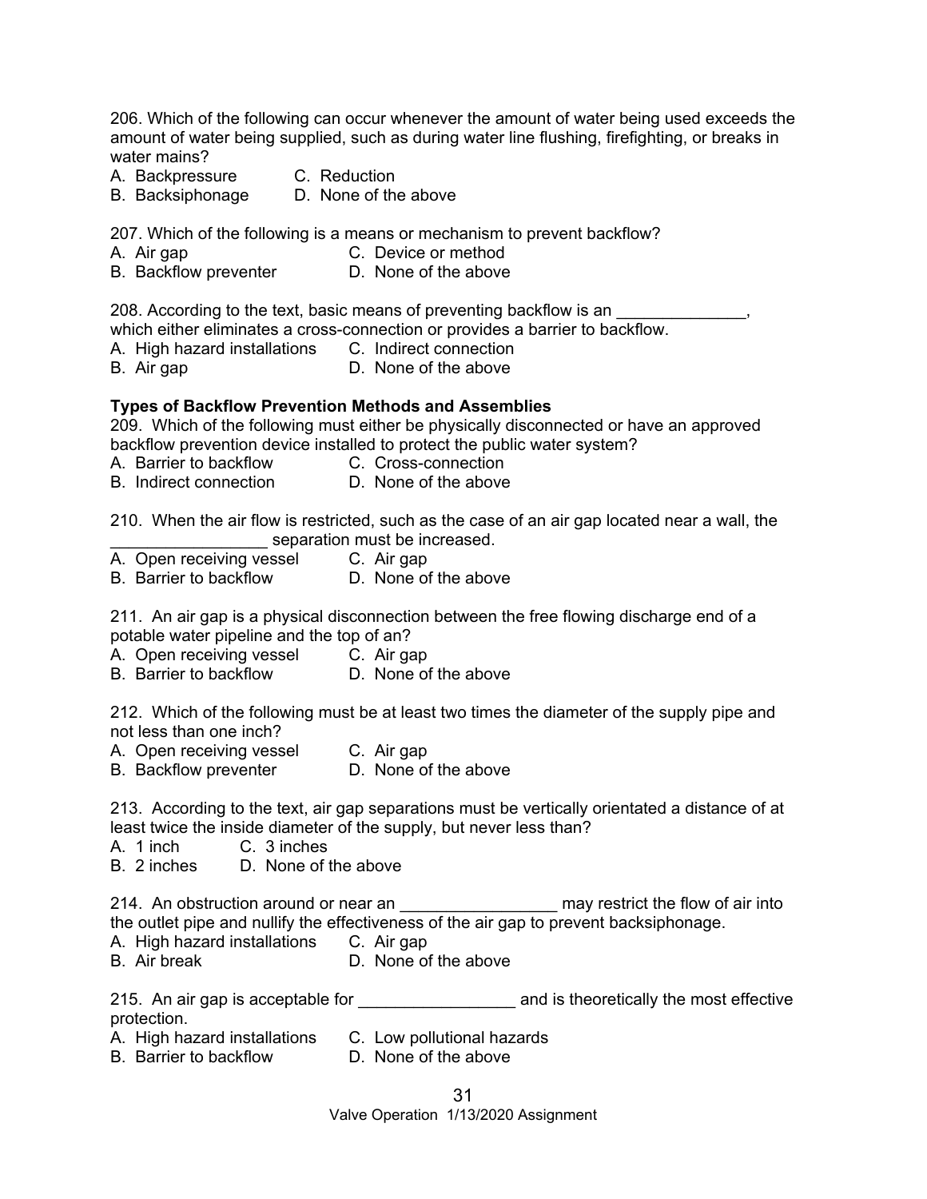206. Which of the following can occur whenever the amount of water being used exceeds the amount of water being supplied, such as during water line flushing, firefighting, or breaks in water mains?

A. Backpressure C. Reduction
B. Backsiphonage D. None of the above

207. Which of the following is a means or mechanism to prevent backflow?

A. Air gap C. Device or method
B. Backflow preventer D. None of the above

208. According to the text, basic means of preventing backflow is an ______________, which either eliminates a cross-connection or provides a barrier to backflow.

A. High hazard installations C. Indirect connection
B. Air gap D. None of the above

**Types of Backflow Prevention Methods and Assemblies**

209. Which of the following must either be physically disconnected or have an approved backflow prevention device installed to protect the public water system?

A. Barrier to backflow C. Cross-connection
B. Indirect connection D. None of the above

210. When the air flow is restricted, such as the case of an air gap located near a wall, the _________________ separation must be increased.

A. Open receiving vessel C. Air gap
B. Barrier to backflow D. None of the above

211. An air gap is a physical disconnection between the free flowing discharge end of a potable water pipeline and the top of an?

A. Open receiving vessel C. Air gap
B. Barrier to backflow D. None of the above

212. Which of the following must be at least two times the diameter of the supply pipe and not less than one inch?

A. Open receiving vessel C. Air gap
B. Backflow preventer D. None of the above

213. According to the text, air gap separations must be vertically orientated a distance of at least twice the inside diameter of the supply, but never less than?

A. 1 inch C. 3 inches
B. 2 inches D. None of the above

214. An obstruction around or near an _________________ may restrict the flow of air into the outlet pipe and nullify the effectiveness of the air gap to prevent backsiphonage.

A. High hazard installations C. Air gap
B. Air break D. None of the above

215. An air gap is acceptable for _________________ and is theoretically the most effective protection.

A. High hazard installations C. Low pollutional hazards
B. Barrier to backflow D. None of the above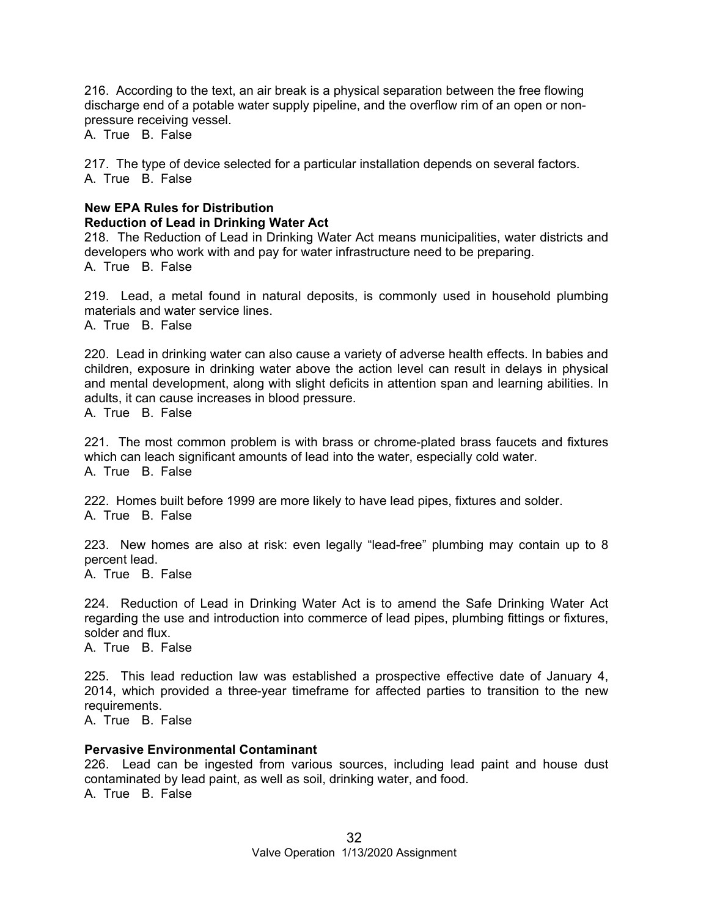216. According to the text, an air break is a physical separation between the free flowing discharge end of a potable water supply pipeline, and the overflow rim of an open or non-pressure receiving vessel.
A. True B. False

217. The type of device selected for a particular installation depends on several factors.
A. True B. False

**New EPA Rules for Distribution**
**Reduction of Lead in Drinking Water Act**

218. The Reduction of Lead in Drinking Water Act means municipalities, water districts and developers who work with and pay for water infrastructure need to be preparing.
A. True B. False

219. Lead, a metal found in natural deposits, is commonly used in household plumbing materials and water service lines.
A. True B. False

220. Lead in drinking water can also cause a variety of adverse health effects. In babies and children, exposure in drinking water above the action level can result in delays in physical and mental development, along with slight deficits in attention span and learning abilities. In adults, it can cause increases in blood pressure.
A. True B. False

221. The most common problem is with brass or chrome-plated brass faucets and fixtures which can leach significant amounts of lead into the water, especially cold water.
A. True B. False

222. Homes built before 1999 are more likely to have lead pipes, fixtures and solder.
A. True B. False

223. New homes are also at risk: even legally "lead-free" plumbing may contain up to 8 percent lead.
A. True B. False

224. Reduction of Lead in Drinking Water Act is to amend the Safe Drinking Water Act regarding the use and introduction into commerce of lead pipes, plumbing fittings or fixtures, solder and flux.
A. True B. False

225. This lead reduction law was established a prospective effective date of January 4, 2014, which provided a three-year timeframe for affected parties to transition to the new requirements.
A. True B. False

**Pervasive Environmental Contaminant**

226. Lead can be ingested from various sources, including lead paint and house dust contaminated by lead paint, as well as soil, drinking water, and food.
A. True B. False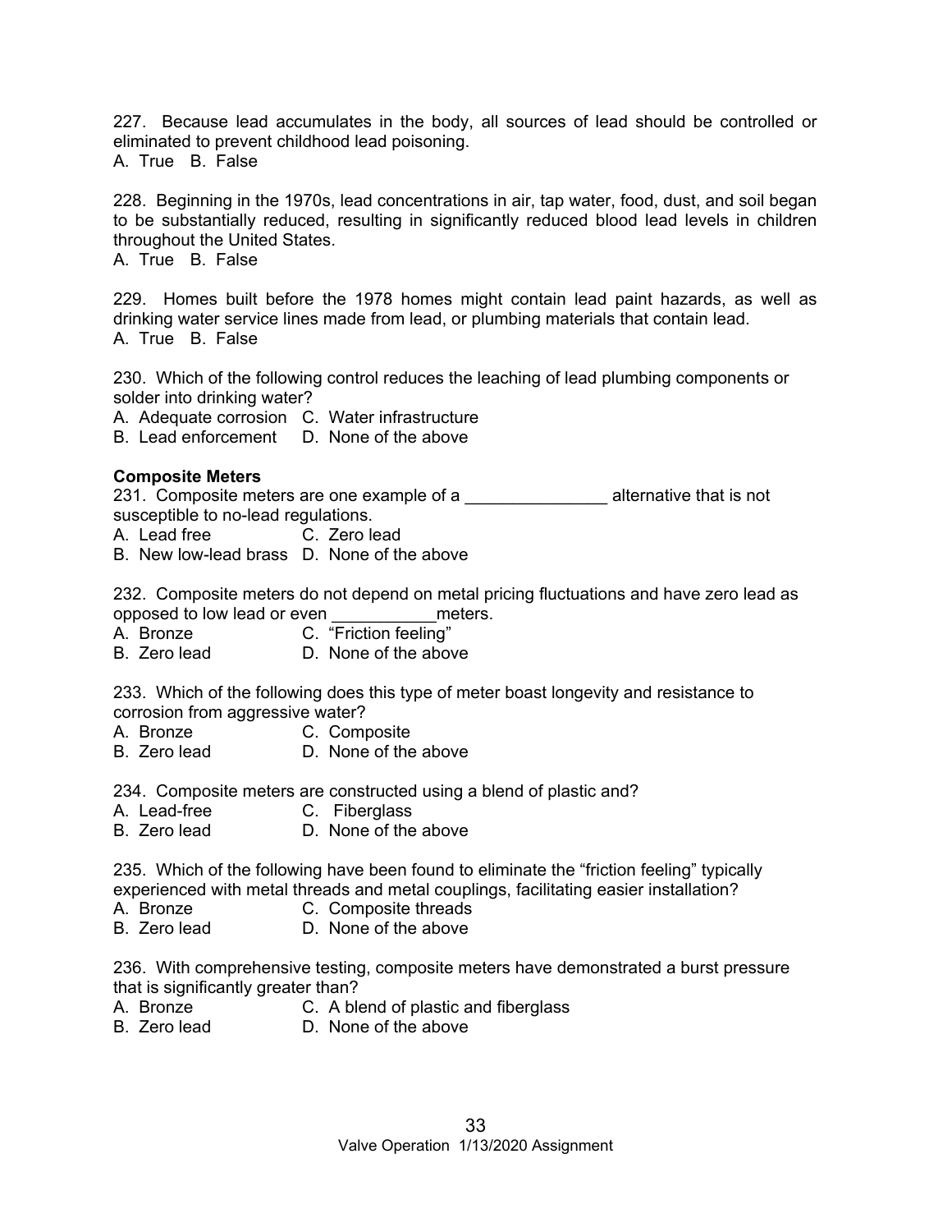227. Because lead accumulates in the body, all sources of lead should be controlled or eliminated to prevent childhood lead poisoning.
A. True B. False

228. Beginning in the 1970s, lead concentrations in air, tap water, food, dust, and soil began to be substantially reduced, resulting in significantly reduced blood lead levels in children throughout the United States.
A. True B. False

229. Homes built before the 1978 homes might contain lead paint hazards, as well as drinking water service lines made from lead, or plumbing materials that contain lead.
A. True B. False

230. Which of the following control reduces the leaching of lead plumbing components or solder into drinking water?
A. Adequate corrosion C. Water infrastructure
B. Lead enforcement D. None of the above

**Composite Meters**

231. Composite meters are one example of a _______________ alternative that is not susceptible to no-lead regulations.
A. Lead free C. Zero lead
B. New low-lead brass D. None of the above

232. Composite meters do not depend on metal pricing fluctuations and have zero lead as opposed to low lead or even ___________meters.
A. Bronze C. "Friction feeling"
B. Zero lead D. None of the above

233. Which of the following does this type of meter boast longevity and resistance to corrosion from aggressive water?
A. Bronze C. Composite
B. Zero lead D. None of the above

234. Composite meters are constructed using a blend of plastic and?
A. Lead-free C. Fiberglass
B. Zero lead D. None of the above

235. Which of the following have been found to eliminate the "friction feeling" typically experienced with metal threads and metal couplings, facilitating easier installation?
A. Bronze C. Composite threads
B. Zero lead D. None of the above

236. With comprehensive testing, composite meters have demonstrated a burst pressure that is significantly greater than?
A. Bronze C. A blend of plastic and fiberglass
B. Zero lead D. None of the above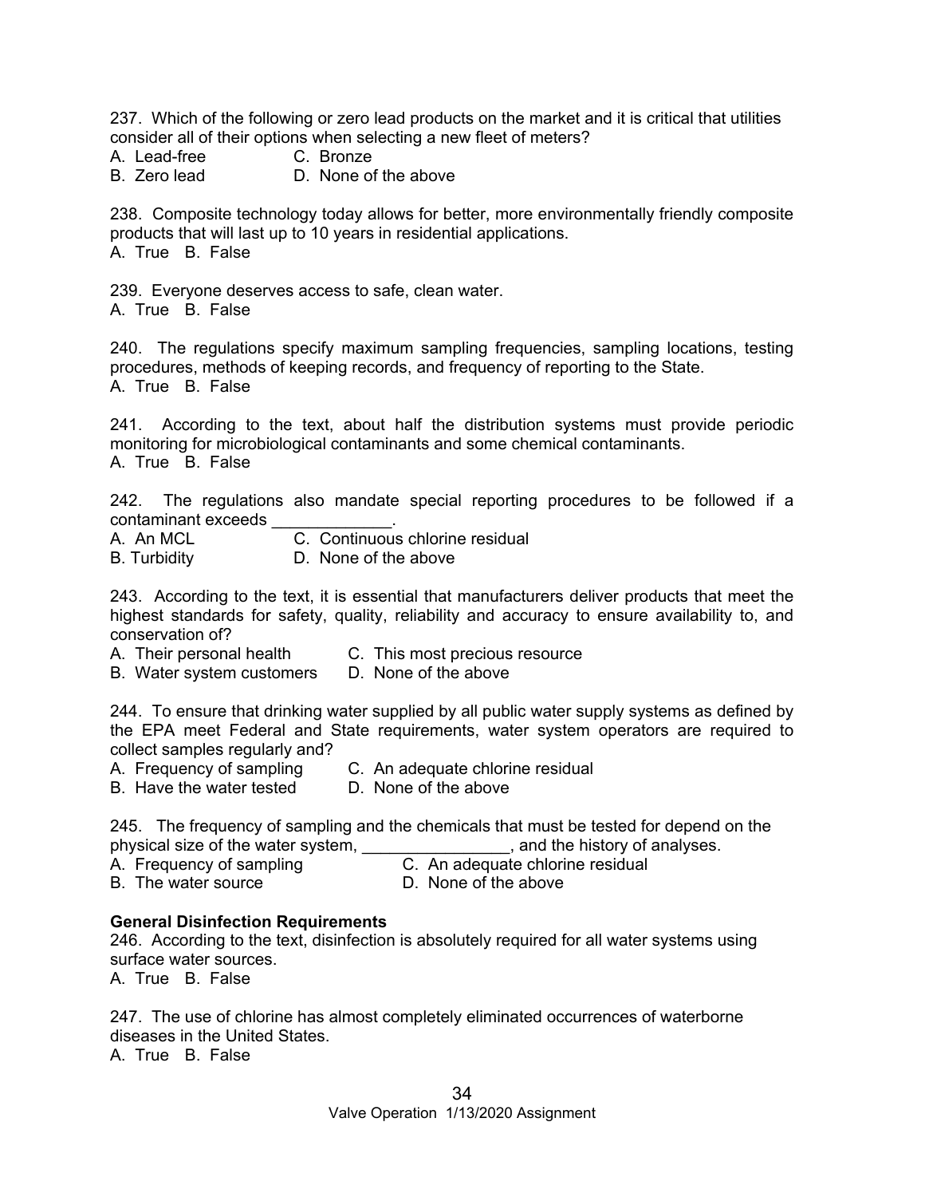237. Which of the following or zero lead products on the market and it is critical that utilities consider all of their options when selecting a new fleet of meters?
A. Lead-free C. Bronze
B. Zero lead D. None of the above

238. Composite technology today allows for better, more environmentally friendly composite products that will last up to 10 years in residential applications.
A. True B. False

239. Everyone deserves access to safe, clean water.
A. True B. False

240. The regulations specify maximum sampling frequencies, sampling locations, testing procedures, methods of keeping records, and frequency of reporting to the State.
A. True B. False

241. According to the text, about half the distribution systems must provide periodic monitoring for microbiological contaminants and some chemical contaminants.
A. True B. False

242. The regulations also mandate special reporting procedures to be followed if a contaminant exceeds _____________.
A. An MCL C. Continuous chlorine residual
B. Turbidity D. None of the above

243. According to the text, it is essential that manufacturers deliver products that meet the highest standards for safety, quality, reliability and accuracy to ensure availability to, and conservation of?
A. Their personal health C. This most precious resource
B. Water system customers D. None of the above

244. To ensure that drinking water supplied by all public water supply systems as defined by the EPA meet Federal and State requirements, water system operators are required to collect samples regularly and?
A. Frequency of sampling C. An adequate chlorine residual
B. Have the water tested D. None of the above

245. The frequency of sampling and the chemicals that must be tested for depend on the physical size of the water system, ________________, and the history of analyses.
A. Frequency of sampling C. An adequate chlorine residual
B. The water source D. None of the above

**General Disinfection Requirements**

246. According to the text, disinfection is absolutely required for all water systems using surface water sources.
A. True B. False

247. The use of chlorine has almost completely eliminated occurrences of waterborne diseases in the United States.
A. True B. False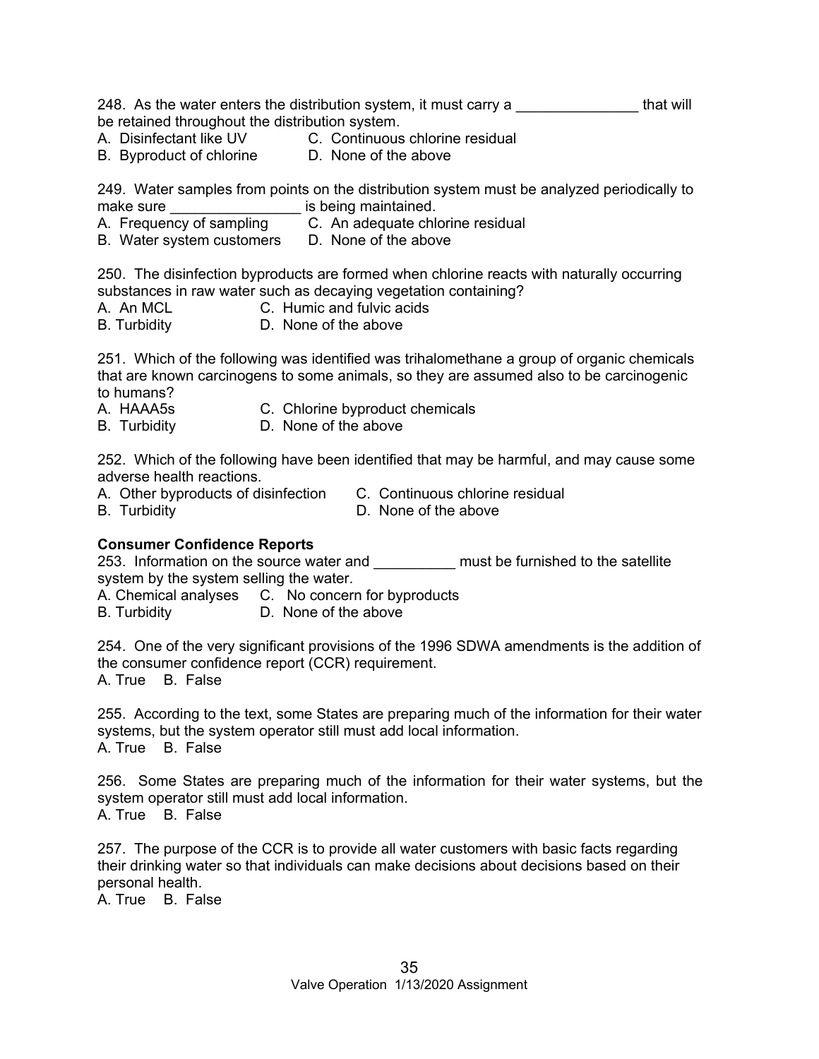248. As the water enters the distribution system, it must carry a _______________ that will be retained throughout the distribution system.
A. Disinfectant like UV        C. Continuous chlorine residual
B. Byproduct of chlorine        D. None of the above

249. Water samples from points on the distribution system must be analyzed periodically to make sure ________________ is being maintained.
A. Frequency of sampling        C. An adequate chlorine residual
B. Water system customers        D. None of the above

250. The disinfection byproducts are formed when chlorine reacts with naturally occurring substances in raw water such as decaying vegetation containing?
A. An MCL        C. Humic and fulvic acids
B. Turbidity        D. None of the above

251. Which of the following was identified was trihalomethane a group of organic chemicals that are known carcinogens to some animals, so they are assumed also to be carcinogenic to humans?
A. HAAA5s        C. Chlorine byproduct chemicals
B. Turbidity        D. None of the above

252. Which of the following have been identified that may be harmful, and may cause some adverse health reactions.
A. Other byproducts of disinfection        C. Continuous chlorine residual
B. Turbidity        D. None of the above

**Consumer Confidence Reports**

253. Information on the source water and __________ must be furnished to the satellite system by the system selling the water.
A. Chemical analyses        C. No concern for byproducts
B. Turbidity        D. None of the above

254. One of the very significant provisions of the 1996 SDWA amendments is the addition of the consumer confidence report (CCR) requirement.
A. True   B. False

255. According to the text, some States are preparing much of the information for their water systems, but the system operator still must add local information.
A. True   B. False

256. Some States are preparing much of the information for their water systems, but the system operator still must add local information.
A. True   B. False

257. The purpose of the CCR is to provide all water customers with basic facts regarding their drinking water so that individuals can make decisions about decisions based on their personal health.
A. True   B. False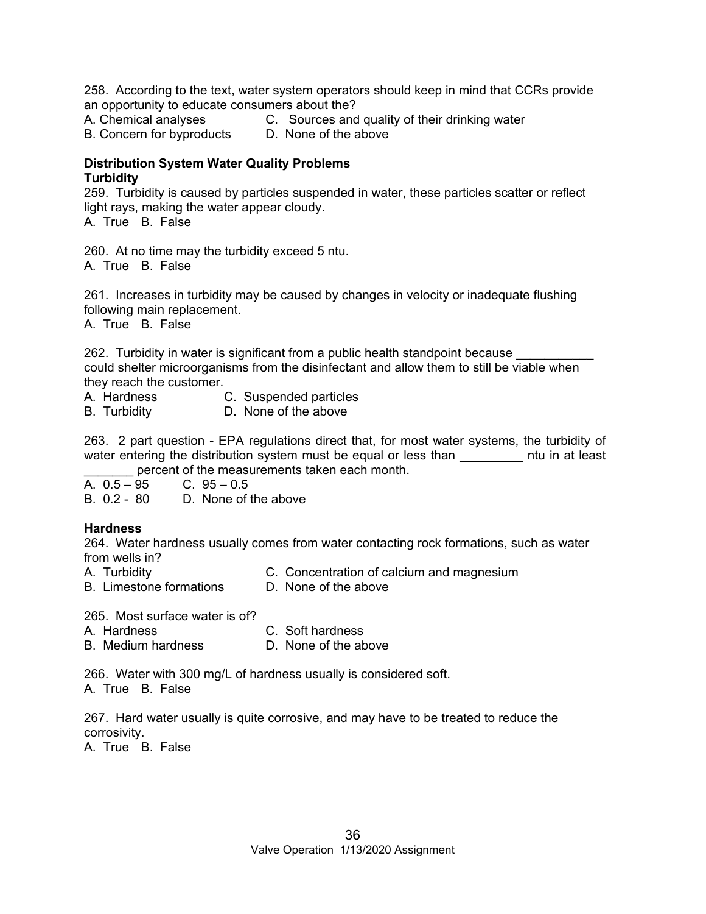258. According to the text, water system operators should keep in mind that CCRs provide an opportunity to educate consumers about the?
A. Chemical analyses C. Sources and quality of their drinking water
B. Concern for byproducts D. None of the above

**Distribution System Water Quality Problems**
**Turbidity**

259. Turbidity is caused by particles suspended in water, these particles scatter or reflect light rays, making the water appear cloudy.
A. True B. False

260. At no time may the turbidity exceed 5 ntu.
A. True B. False

261. Increases in turbidity may be caused by changes in velocity or inadequate flushing following main replacement.
A. True B. False

262. Turbidity in water is significant from a public health standpoint because ___________ could shelter microorganisms from the disinfectant and allow them to still be viable when they reach the customer.
A. Hardness C. Suspended particles
B. Turbidity D. None of the above

263. 2 part question - EPA regulations direct that, for most water systems, the turbidity of water entering the distribution system must be equal or less than _________ ntu in at least _______ percent of the measurements taken each month.
A. 0.5 – 95 C. 95 – 0.5
B. 0.2 - 80 D. None of the above

**Hardness**

264. Water hardness usually comes from water contacting rock formations, such as water from wells in?
A. Turbidity C. Concentration of calcium and magnesium
B. Limestone formations D. None of the above

265. Most surface water is of?
A. Hardness C. Soft hardness
B. Medium hardness D. None of the above

266. Water with 300 mg/L of hardness usually is considered soft.
A. True B. False

267. Hard water usually is quite corrosive, and may have to be treated to reduce the corrosivity.
A. True B. False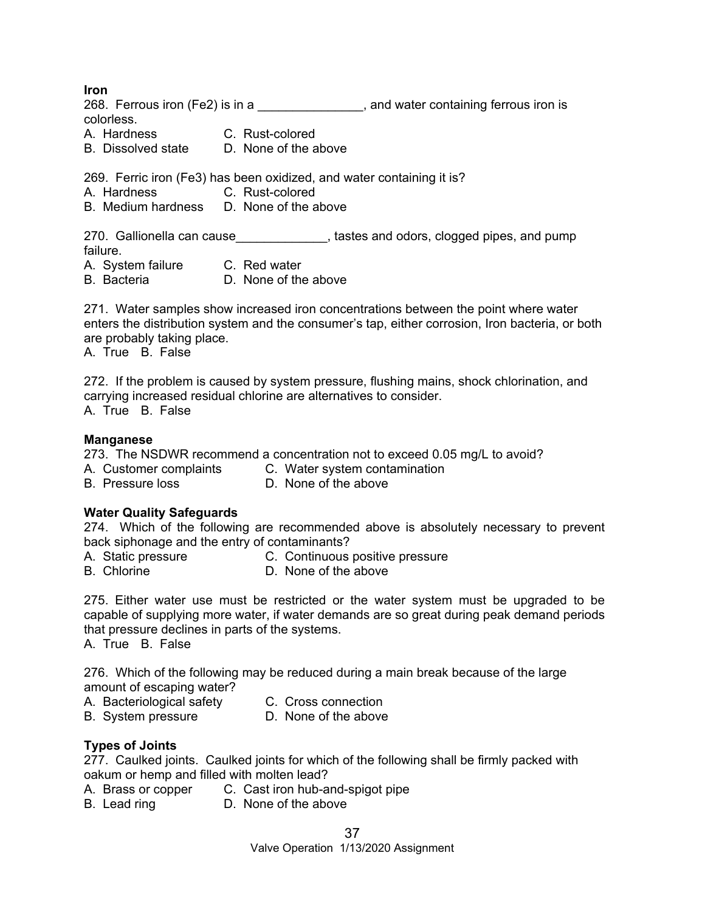**Iron**

268. Ferrous iron (Fe2) is in a _______________, and water containing ferrous iron is colorless.

A. Hardness C. Rust-colored
B. Dissolved state D. None of the above

269. Ferric iron (Fe3) has been oxidized, and water containing it is?

A. Hardness C. Rust-colored
B. Medium hardness D. None of the above

270. Gallionella can cause_____________, tastes and odors, clogged pipes, and pump failure.

A. System failure C. Red water
B. Bacteria D. None of the above

271. Water samples show increased iron concentrations between the point where water enters the distribution system and the consumer's tap, either corrosion, Iron bacteria, or both are probably taking place.

A. True B. False

272. If the problem is caused by system pressure, flushing mains, shock chlorination, and carrying increased residual chlorine are alternatives to consider.

A. True B. False

**Manganese**

273. The NSDWR recommend a concentration not to exceed 0.05 mg/L to avoid?

A. Customer complaints C. Water system contamination
B. Pressure loss D. None of the above

**Water Quality Safeguards**

274. Which of the following are recommended above is absolutely necessary to prevent back siphonage and the entry of contaminants?

A. Static pressure C. Continuous positive pressure
B. Chlorine D. None of the above

275. Either water use must be restricted or the water system must be upgraded to be capable of supplying more water, if water demands are so great during peak demand periods that pressure declines in parts of the systems.

A. True B. False

276. Which of the following may be reduced during a main break because of the large amount of escaping water?

A. Bacteriological safety C. Cross connection
B. System pressure D. None of the above

**Types of Joints**

277. Caulked joints. Caulked joints for which of the following shall be firmly packed with oakum or hemp and filled with molten lead?

A. Brass or copper C. Cast iron hub-and-spigot pipe
B. Lead ring D. None of the above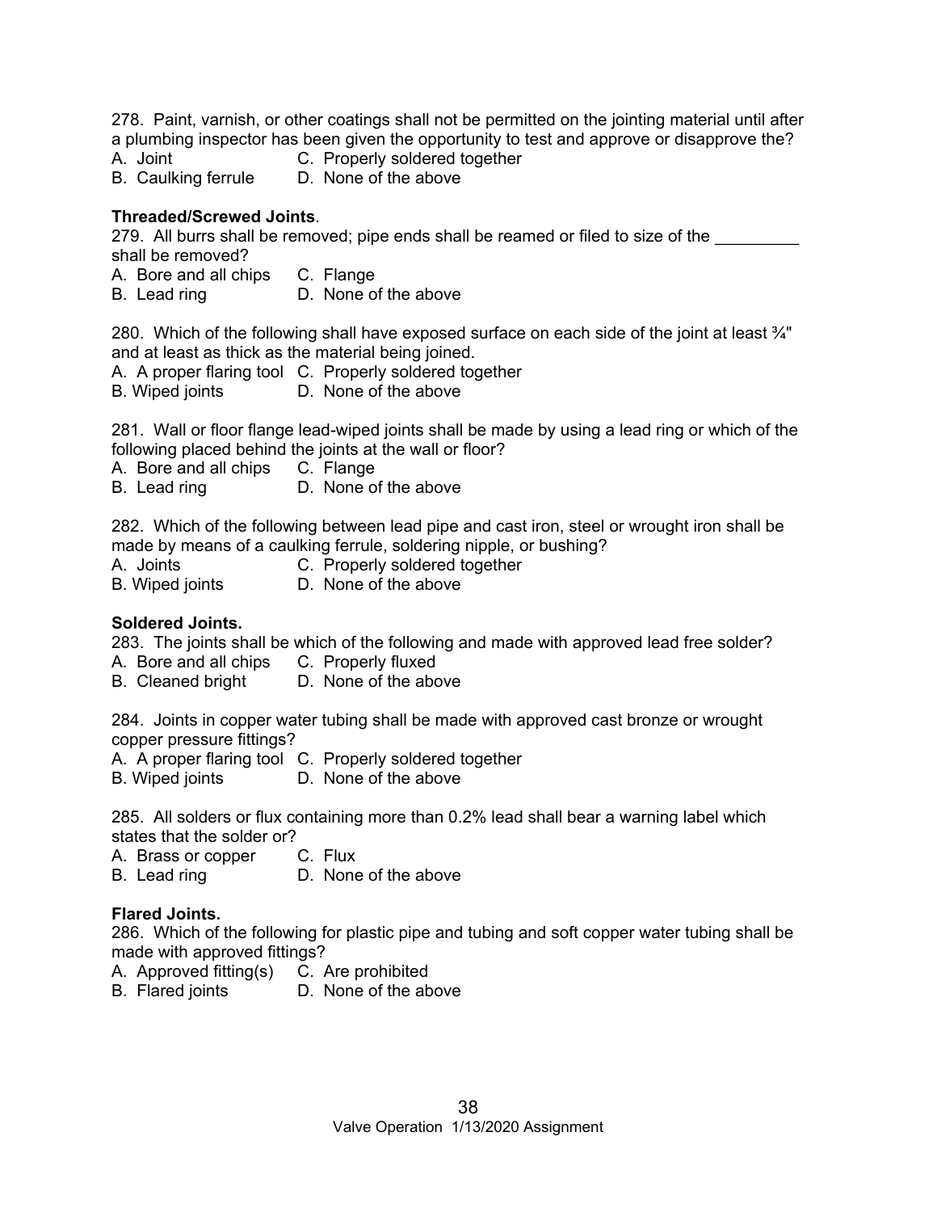278. Paint, varnish, or other coatings shall not be permitted on the jointing material until after a plumbing inspector has been given the opportunity to test and approve or disapprove the?

A. Joint C. Properly soldered together
B. Caulking ferrule D. None of the above

**Threaded/Screwed Joints**.

279. All burrs shall be removed; pipe ends shall be reamed or filed to size of the _________ shall be removed?

A. Bore and all chips C. Flange
B. Lead ring D. None of the above

280. Which of the following shall have exposed surface on each side of the joint at least ¾" and at least as thick as the material being joined.

A. A proper flaring tool C. Properly soldered together
B. Wiped joints D. None of the above

281. Wall or floor flange lead-wiped joints shall be made by using a lead ring or which of the following placed behind the joints at the wall or floor?

A. Bore and all chips C. Flange
B. Lead ring D. None of the above

282. Which of the following between lead pipe and cast iron, steel or wrought iron shall be made by means of a caulking ferrule, soldering nipple, or bushing?

A. Joints C. Properly soldered together
B. Wiped joints D. None of the above

**Soldered Joints.**

283. The joints shall be which of the following and made with approved lead free solder?

A. Bore and all chips C. Properly fluxed
B. Cleaned bright D. None of the above

284. Joints in copper water tubing shall be made with approved cast bronze or wrought copper pressure fittings?

A. A proper flaring tool C. Properly soldered together
B. Wiped joints D. None of the above

285. All solders or flux containing more than 0.2% lead shall bear a warning label which states that the solder or?

A. Brass or copper C. Flux
B. Lead ring D. None of the above

**Flared Joints.**

286. Which of the following for plastic pipe and tubing and soft copper water tubing shall be made with approved fittings?

A. Approved fitting(s) C. Are prohibited
B. Flared joints D. None of the above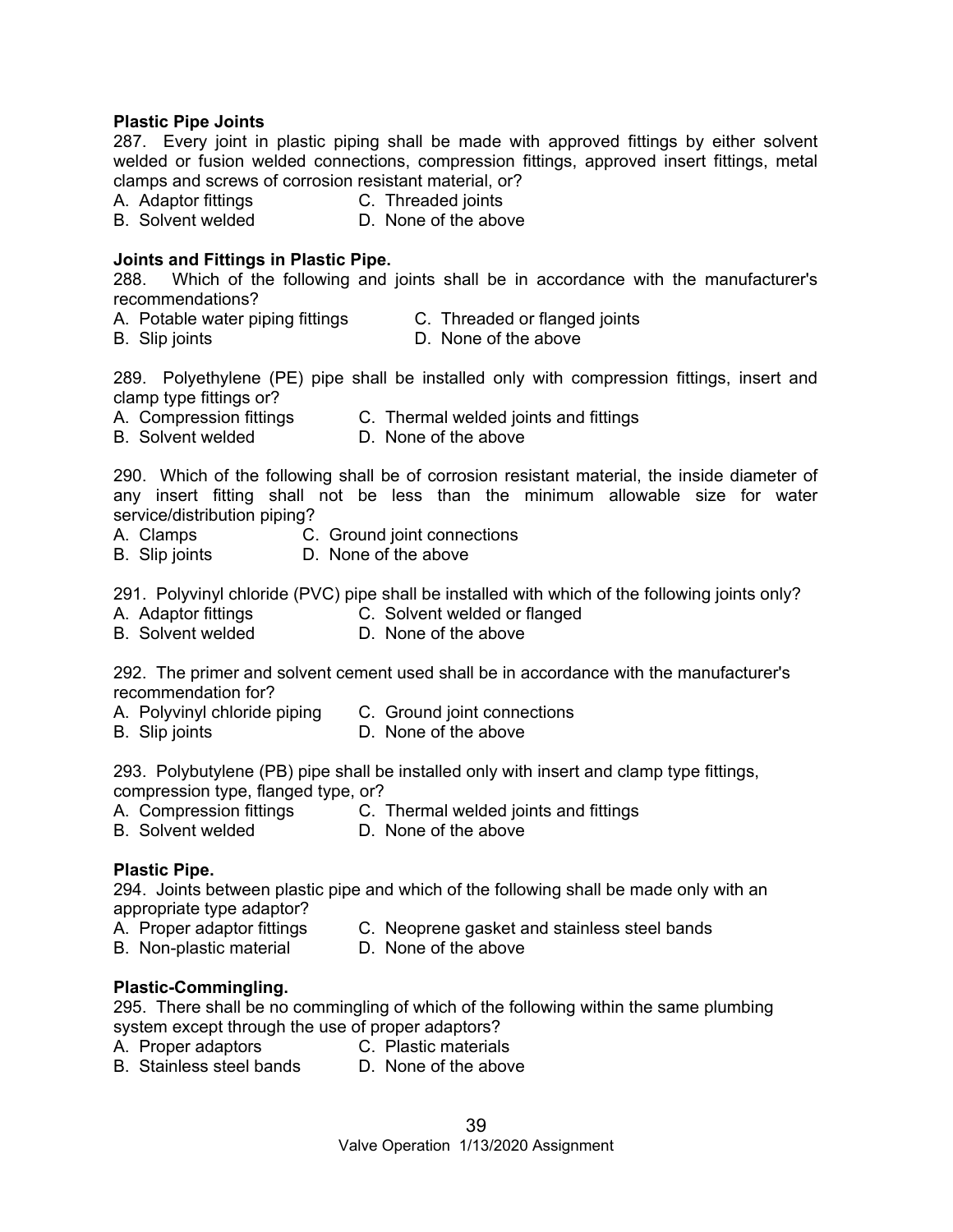**Plastic Pipe Joints**

287. Every joint in plastic piping shall be made with approved fittings by either solvent welded or fusion welded connections, compression fittings, approved insert fittings, metal clamps and screws of corrosion resistant material, or?

A. Adaptor fittings
B. Solvent welded
C. Threaded joints
D. None of the above

**Joints and Fittings in Plastic Pipe.**

288. Which of the following and joints shall be in accordance with the manufacturer's recommendations?

A. Potable water piping fittings
B. Slip joints
C. Threaded or flanged joints
D. None of the above

289. Polyethylene (PE) pipe shall be installed only with compression fittings, insert and clamp type fittings or?

A. Compression fittings
B. Solvent welded
C. Thermal welded joints and fittings
D. None of the above

290. Which of the following shall be of corrosion resistant material, the inside diameter of any insert fitting shall not be less than the minimum allowable size for water service/distribution piping?

A. Clamps
B. Slip joints
C. Ground joint connections
D. None of the above

291. Polyvinyl chloride (PVC) pipe shall be installed with which of the following joints only?

A. Adaptor fittings
B. Solvent welded
C. Solvent welded or flanged
D. None of the above

292. The primer and solvent cement used shall be in accordance with the manufacturer's recommendation for?

A. Polyvinyl chloride piping
B. Slip joints
C. Ground joint connections
D. None of the above

293. Polybutylene (PB) pipe shall be installed only with insert and clamp type fittings, compression type, flanged type, or?

A. Compression fittings
B. Solvent welded
C. Thermal welded joints and fittings
D. None of the above

**Plastic Pipe.**

294. Joints between plastic pipe and which of the following shall be made only with an appropriate type adaptor?

A. Proper adaptor fittings
B. Non-plastic material
C. Neoprene gasket and stainless steel bands
D. None of the above

**Plastic-Commingling.**

295. There shall be no commingling of which of the following within the same plumbing system except through the use of proper adaptors?

A. Proper adaptors
B. Stainless steel bands
C. Plastic materials
D. None of the above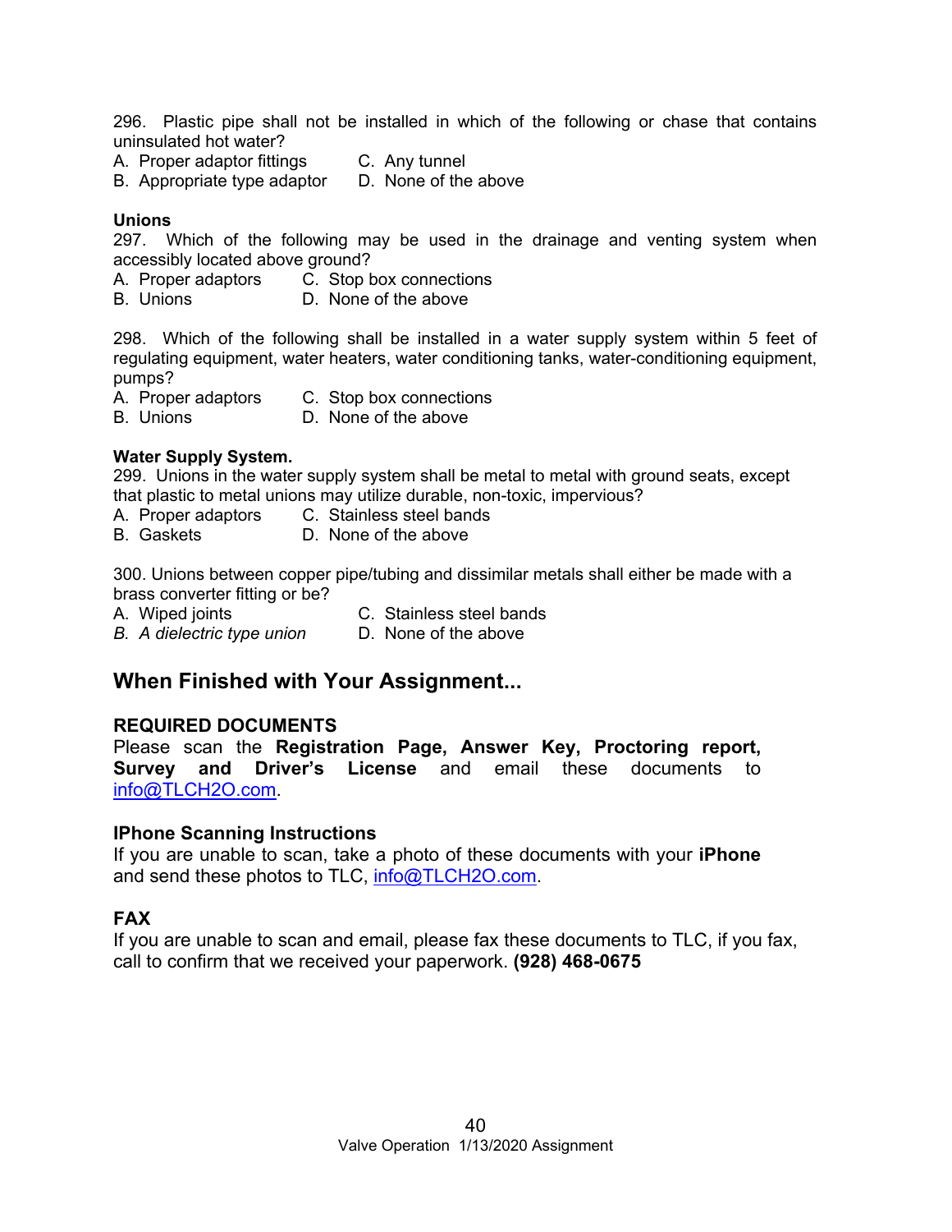296. Plastic pipe shall not be installed in which of the following or chase that contains uninsulated hot water?

A. Proper adaptor fittings
B. Appropriate type adaptor
C. Any tunnel
D. None of the above

**Unions**

297. Which of the following may be used in the drainage and venting system when accessibly located above ground?

A. Proper adaptors
B. Unions
C. Stop box connections
D. None of the above

298. Which of the following shall be installed in a water supply system within 5 feet of regulating equipment, water heaters, water conditioning tanks, water-conditioning equipment, pumps?

A. Proper adaptors
B. Unions
C. Stop box connections
D. None of the above

**Water Supply System.**

299. Unions in the water supply system shall be metal to metal with ground seats, except that plastic to metal unions may utilize durable, non-toxic, impervious?

A. Proper adaptors
B. Gaskets
C. Stainless steel bands
D. None of the above

300. Unions between copper pipe/tubing and dissimilar metals shall either be made with a brass converter fitting or be?

A. Wiped joints
*B. A dielectric type union*
C. Stainless steel bands
D. None of the above

## When Finished with Your Assignment...

**REQUIRED DOCUMENTS**

Please scan the **Registration Page, Answer Key, Proctoring report, Survey and Driver's License** and email these documents to info@TLCH2O.com.

**IPhone Scanning Instructions**

If you are unable to scan, take a photo of these documents with your **iPhone** and send these photos to TLC, info@TLCH2O.com.

**FAX**

If you are unable to scan and email, please fax these documents to TLC, if you fax, call to confirm that we received your paperwork. **(928) 468-0675**